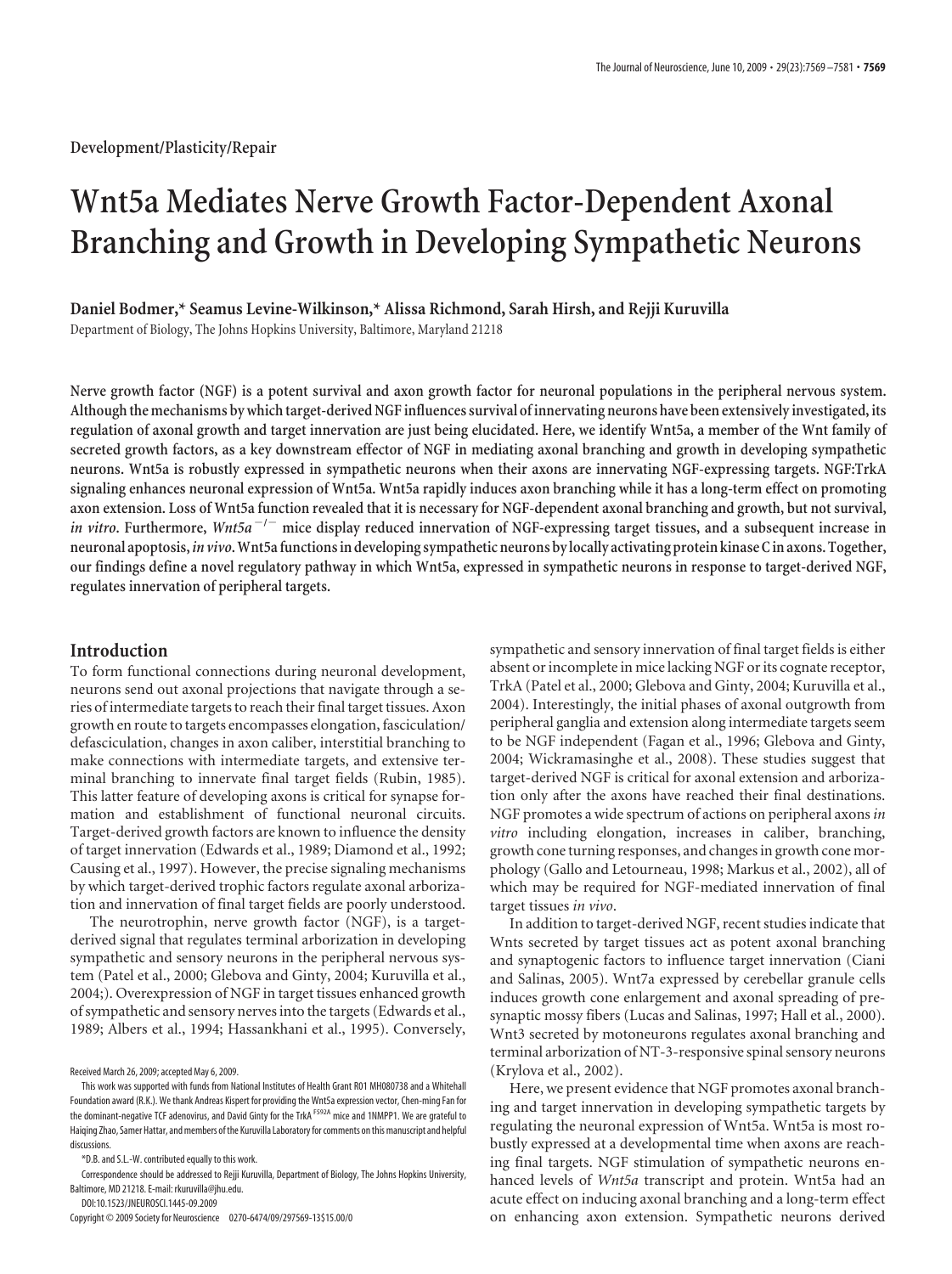Development/Plasticity/Repair

# Wnt5a Mediates Nerve Growth Factor-Dependent Axonal Branching and Growth in Developing Sympathetic Neurons

**Daniel Bodmer,* Seamus Levine-Wilkinson,* Alissa Richmond, Sarah Hirsh, and Rejji Kuruvilla**

Department of Biology, The Johns Hopkins University, Baltimore, Maryland 21218

**Nerve growth factor (NGF) is a potent survival and axon growth factor for neuronal populations in the peripheral nervous system. Although the mechanisms by which target-derived NGF influences survival of innervating neurons have been extensively investigated, its regulation of axonal growth and target innervation are just being elucidated. Here, we identify Wnt5a, a member of the Wnt family of secreted growth factors, as a key downstream effector of NGF in mediating axonal branching and growth in developing sympathetic neurons. Wnt5a is robustly expressed in sympathetic neurons when their axons are innervating NGF-expressing targets. NGF:TrkA signaling enhances neuronal expression of Wnt5a. Wnt5a rapidly induces axon branching while it has a long-term effect on promoting axon extension. Loss of Wnt5a function revealed that it is necessary for NGF-dependent axonal branching and growth, but not survival, *in vitro*. Furthermore, *Wnt5a*$^{-/-}$ mice display reduced innervation of NGF-expressing target tissues, and a subsequent increase in neuronal apoptosis, *in vivo*. Wnt5a functions in developing sympathetic neurons by locally activating protein kinase C in axons. Together, our findings define a novel regulatory pathway in which Wnt5a, expressed in sympathetic neurons in response to target-derived NGF, regulates innervation of peripheral targets.**

## Introduction

To form functional connections during neuronal development, neurons send out axonal projections that navigate through a series of intermediate targets to reach their final target tissues. Axon growth en route to targets encompasses elongation, fasciculation/defasciculation, changes in axon caliber, interstitial branching to make connections with intermediate targets, and extensive terminal branching to innervate final target fields (Rubin, 1985). This latter feature of developing axons is critical for synapse formation and establishment of functional neuronal circuits. Target-derived growth factors are known to influence the density of target innervation (Edwards et al., 1989; Diamond et al., 1992; Causing et al., 1997). However, the precise signaling mechanisms by which target-derived trophic factors regulate axonal arborization and innervation of final target fields are poorly understood.

The neurotrophin, nerve growth factor (NGF), is a target-derived signal that regulates terminal arborization in developing sympathetic and sensory neurons in the peripheral nervous system (Patel et al., 2000; Glebova and Ginty, 2004; Kuruvilla et al., 2004;). Overexpression of NGF in target tissues enhanced growth of sympathetic and sensory nerves into the targets (Edwards et al., 1989; Albers et al., 1994; Hassankhani et al., 1995). Conversely, sympathetic and sensory innervation of final target fields is either absent or incomplete in mice lacking NGF or its cognate receptor, TrkA (Patel et al., 2000; Glebova and Ginty, 2004; Kuruvilla et al., 2004). Interestingly, the initial phases of axonal outgrowth from peripheral ganglia and extension along intermediate targets seem to be NGF independent (Fagan et al., 1996; Glebova and Ginty, 2004; Wickramasinghe et al., 2008). These studies suggest that target-derived NGF is critical for axonal extension and arborization only after the axons have reached their final destinations. NGF promotes a wide spectrum of actions on peripheral axons *in vitro* including elongation, increases in caliber, branching, growth cone turning responses, and changes in growth cone morphology (Gallo and Letourneau, 1998; Markus et al., 2002), all of which may be required for NGF-mediated innervation of final target tissues *in vivo*.

In addition to target-derived NGF, recent studies indicate that Wnts secreted by target tissues act as potent axonal branching and synaptogenic factors to influence target innervation (Ciani and Salinas, 2005). Wnt7a expressed by cerebellar granule cells induces growth cone enlargement and axonal spreading of presynaptic mossy fibers (Lucas and Salinas, 1997; Hall et al., 2000). Wnt3 secreted by motoneurons regulates axonal branching and terminal arborization of NT-3-responsive spinal sensory neurons (Krylova et al., 2002).

Here, we present evidence that NGF promotes axonal branching and target innervation in developing sympathetic targets by regulating the neuronal expression of Wnt5a. Wnt5a is most robustly expressed at a developmental time when axons are reaching final targets. NGF stimulation of sympathetic neurons enhanced levels of *Wnt5a* transcript and protein. Wnt5a had an acute effect on inducing axonal branching and a long-term effect on enhancing axon extension. Sympathetic neurons derived

Received March 26, 2009; accepted May 6, 2009.

This work was supported with funds from National Institutes of Health Grant R01 MH080738 and a Whitehall Foundation award (R.K.). We thank Andreas Kispert for providing the Wnt5a expression vector, Chen-ming Fan for the dominant-negative TCF adenovirus, and David Ginty for the TrkA$^{F592A}$ mice and 1NMPP1. We are grateful to Haiqing Zhao, Samer Hattar, and members of the Kuruvilla Laboratory for comments on this manuscript and helpful discussions.

*D.B. and S.L.-W. contributed equally to this work.

Correspondence should be addressed to Rejji Kuruvilla, Department of Biology, The Johns Hopkins University, Baltimore, MD 21218. E-mail: rkuruvilla@jhu.edu.

DOI:10.1523/JNEUROSCI.1445-09.2009

Copyright © 2009 Society for Neuroscience 0270-6474/09/297569-13$15.00/0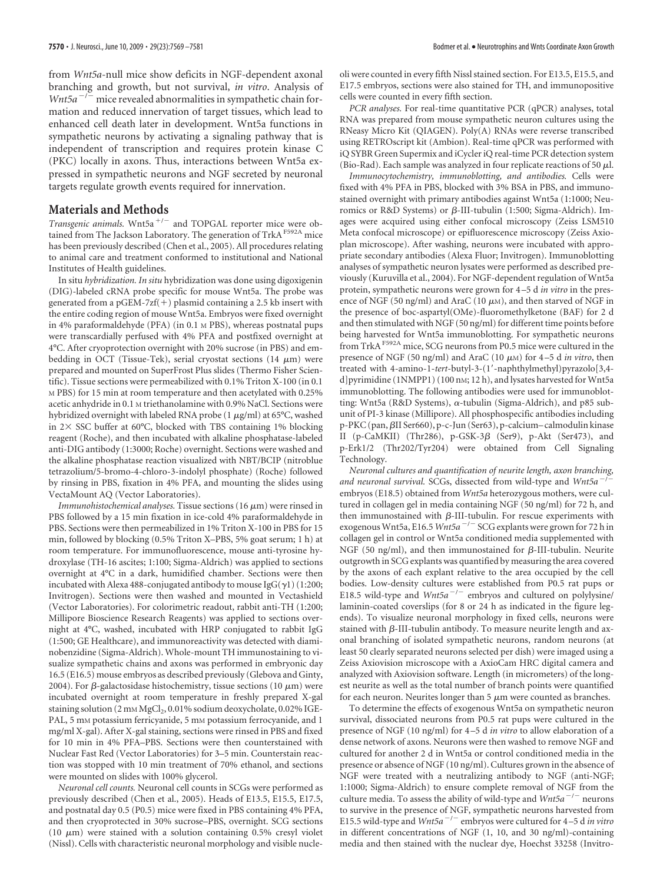from *Wnt5a*-null mice show deficits in NGF-dependent axonal branching and growth, but not survival, *in vitro*. Analysis of *Wnt5a*$^{-/-}$ mice revealed abnormalities in sympathetic chain formation and reduced innervation of target tissues, which lead to enhanced cell death later in development. Wnt5a functions in sympathetic neurons by activating a signaling pathway that is independent of transcription and requires protein kinase C (PKC) locally in axons. Thus, interactions between Wnt5a expressed in sympathetic neurons and NGF secreted by neuronal targets regulate growth events required for innervation.

## Materials and Methods

*Transgenic animals.* Wnt5a$^{+/-}$ and TOPGAL reporter mice were obtained from The Jackson Laboratory. The generation of TrkA$^{F592A}$ mice has been previously described (Chen et al., 2005). All procedures relating to animal care and treatment conformed to institutional and National Institutes of Health guidelines.

In situ *hybridization.* *In situ* hybridization was done using digoxigenin (DIG)-labeled cRNA probe specific for mouse Wnt5a. The probe was generated from a pGEM-7zf(+) plasmid containing a 2.5 kb insert with the entire coding region of mouse Wnt5a. Embryos were fixed overnight in 4% paraformaldehyde (PFA) (in 0.1 M PBS), whereas postnatal pups were transcardially perfused with 4% PFA and postfixed overnight at 4°C. After cryoprotection overnight with 20% sucrose (in PBS) and embedding in OCT (Tissue-Tek), serial cryostat sections (14 μm) were prepared and mounted on SuperFrost Plus slides (Thermo Fisher Scientific). Tissue sections were permeabilized with 0.1% Triton X-100 (in 0.1 M PBS) for 15 min at room temperature and then acetylated with 0.25% acetic anhydride in 0.1 M triethanolamine with 0.9% NaCl. Sections were hybridized overnight with labeled RNA probe (1 μg/ml) at 65°C, washed in 2× SSC buffer at 60°C, blocked with TBS containing 1% blocking reagent (Roche), and then incubated with alkaline phosphatase-labeled anti-DIG antibody (1:3000; Roche) overnight. Sections were washed and the alkaline phosphatase reaction visualized with NBT/BCIP (nitroblue tetrazolium/5-bromo-4-chloro-3-indolyl phosphate) (Roche) followed by rinsing in PBS, fixation in 4% PFA, and mounting the slides using VectaMount AQ (Vector Laboratories).

*Immunohistochemical analyses.* Tissue sections (16 μm) were rinsed in PBS followed by a 15 min fixation in ice-cold 4% paraformaldehyde in PBS. Sections were then permeabilized in 1% Triton X-100 in PBS for 15 min, followed by blocking (0.5% Triton X–PBS, 5% goat serum; 1 h) at room temperature. For immunofluorescence, mouse anti-tyrosine hydroxylase (TH-16 ascites; 1:100; Sigma-Aldrich) was applied to sections overnight at 4°C in a dark, humidified chamber. Sections were then incubated with Alexa 488-conjugated antibody to mouse IgG(γ1) (1:200; Invitrogen). Sections were then washed and mounted in Vectashield (Vector Laboratories). For colorimetric readout, rabbit anti-TH (1:200; Millipore Bioscience Research Reagents) was applied to sections overnight at 4°C, washed, incubated with HRP conjugated to rabbit IgG (1:500; GE Healthcare), and immunoreactivity was detected with diaminobenzidine (Sigma-Aldrich). Whole-mount TH immunostaining to visualize sympathetic chains and axons was performed in embryonic day 16.5 (E16.5) mouse embryos as described previously (Glebova and Ginty, 2004). For β-galactosidase histochemistry, tissue sections (10 μm) were incubated overnight at room temperature in freshly prepared X-gal staining solution (2 mM $MgCl_2$, 0.01% sodium deoxycholate, 0.02% IGEPAL, 5 mM potassium ferricyanide, 5 mM potassium ferrocyanide, and 1 mg/ml X-gal). After X-gal staining, sections were rinsed in PBS and fixed for 10 min in 4% PFA–PBS. Sections were then counterstained with Nuclear Fast Red (Vector Laboratories) for 3–5 min. Counterstain reaction was stopped with 10 min treatment of 70% ethanol, and sections were mounted on slides with 100% glycerol.

*Neuronal cell counts.* Neuronal cell counts in SCGs were performed as previously described (Chen et al., 2005). Heads of E13.5, E15.5, E17.5, and postnatal day 0.5 (P0.5) mice were fixed in PBS containing 4% PFA, and then cryoprotected in 30% sucrose–PBS, overnight. SCG sections (10 μm) were stained with a solution containing 0.5% cresyl violet (Nissl). Cells with characteristic neuronal morphology and visible nucleoli were counted in every fifth Nissl stained section. For E13.5, E15.5, and E17.5 embryos, sections were also stained for TH, and immunopositive cells were counted in every fifth section.

*PCR analyses.* For real-time quantitative PCR (qPCR) analyses, total RNA was prepared from mouse sympathetic neuron cultures using the RNeasy Micro Kit (QIAGEN). Poly(A) RNAs were reverse transcribed using RETROscript kit (Ambion). Real-time qPCR was performed with iQ SYBR Green Supermix and iCycler iQ real-time PCR detection system (Bio-Rad). Each sample was analyzed in four replicate reactions of 50 μl.

*Immunocytochemistry, immunoblotting, and antibodies.* Cells were fixed with 4% PFA in PBS, blocked with 3% BSA in PBS, and immunostained overnight with primary antibodies against Wnt5a (1:1000; Neuromics or R&D Systems) or β-III-tubulin (1:500; Sigma-Aldrich). Images were acquired using either confocal microscopy (Zeiss LSM510 Meta confocal microscope) or epifluorescence microscopy (Zeiss Axioplan microscope). After washing, neurons were incubated with appropriate secondary antibodies (Alexa Fluor; Invitrogen). Immunoblotting analyses of sympathetic neuron lysates were performed as described previously (Kuruvilla et al., 2004). For NGF-dependent regulation of Wnt5a protein, sympathetic neurons were grown for 4–5 d *in vitro* in the presence of NGF (50 ng/ml) and AraC (10 μM), and then starved of NGF in the presence of boc-aspartyl(OMe)-fluoromethylketone (BAF) for 2 d and then stimulated with NGF (50 ng/ml) for different time points before being harvested for Wnt5a immunoblotting. For sympathetic neurons from TrkA$^{F592A}$ mice, SCG neurons from P0.5 mice were cultured in the presence of NGF (50 ng/ml) and AraC (10 μM) for 4–5 d *in vitro*, then treated with 4-amino-1-*tert*-butyl-3-(1′-naphthylmethyl)pyrazolo[3,4-d]pyrimidine (1NMPP1) (100 nM; 12 h), and lysates harvested for Wnt5a immunoblotting. The following antibodies were used for immunoblotting: Wnt5a (R&D Systems), α-tubulin (Sigma-Aldrich), and p85 subunit of PI-3 kinase (Millipore). All phosphospecific antibodies including p-PKC (pan, βII Ser660), p-c-Jun (Ser63), p-calcium–calmodulin kinase II (p-CaMKII) (Thr286), p-GSK-3β (Ser9), p-Akt (Ser473), and p-Erk1/2 (Thr202/Tyr204) were obtained from Cell Signaling Technology.

*Neuronal cultures and quantification of neurite length, axon branching, and neuronal survival.* SCGs, dissected from wild-type and *Wnt5a*$^{-/-}$ embryos (E18.5) obtained from *Wnt5a* heterozygous mothers, were cultured in collagen gel in media containing NGF (50 ng/ml) for 72 h, and then immunostained with β-III-tubulin. For rescue experiments with exogenous Wnt5a, E16.5 *Wnt5a*$^{-/-}$ SCG explants were grown for 72 h in collagen gel in control or Wnt5a conditioned media supplemented with NGF (50 ng/ml), and then immunostained for β-III-tubulin. Neurite outgrowth in SCG explants was quantified by measuring the area covered by the axons of each explant relative to the area occupied by the cell bodies. Low-density cultures were established from P0.5 rat pups or E18.5 wild-type and *Wnt5a*$^{-/-}$ embryos and cultured on polylysine/laminin-coated coverslips (for 8 or 24 h as indicated in the figure legends). To visualize neuronal morphology in fixed cells, neurons were stained with β-III-tubulin antibody. To measure neurite length and axonal branching of isolated sympathetic neurons, random neurons (at least 50 clearly separated neurons selected per dish) were imaged using a Zeiss Axiovision microscope with a AxioCam HRC digital camera and analyzed with Axiovision software. Length (in micrometers) of the longest neurite as well as the total number of branch points were quantified for each neuron. Neurites longer than 5 μm were counted as branches.

To determine the effects of exogenous Wnt5a on sympathetic neuron survival, dissociated neurons from P0.5 rat pups were cultured in the presence of NGF (10 ng/ml) for 4–5 d *in vitro* to allow elaboration of a dense network of axons. Neurons were then washed to remove NGF and cultured for another 2 d in Wnt5a or control conditioned media in the presence or absence of NGF (10 ng/ml). Cultures grown in the absence of NGF were treated with a neutralizing antibody to NGF (anti-NGF; 1:1000; Sigma-Aldrich) to ensure complete removal of NGF from the culture media. To assess the ability of wild-type and *Wnt5a*$^{-/-}$ neurons to survive in the presence of NGF, sympathetic neurons harvested from E15.5 wild-type and *Wnt5a*$^{-/-}$ embryos were cultured for 4–5 d *in vitro* in different concentrations of NGF (1, 10, and 30 ng/ml)-containing media and then stained with the nuclear dye, Hoechst 33258 (Invitro-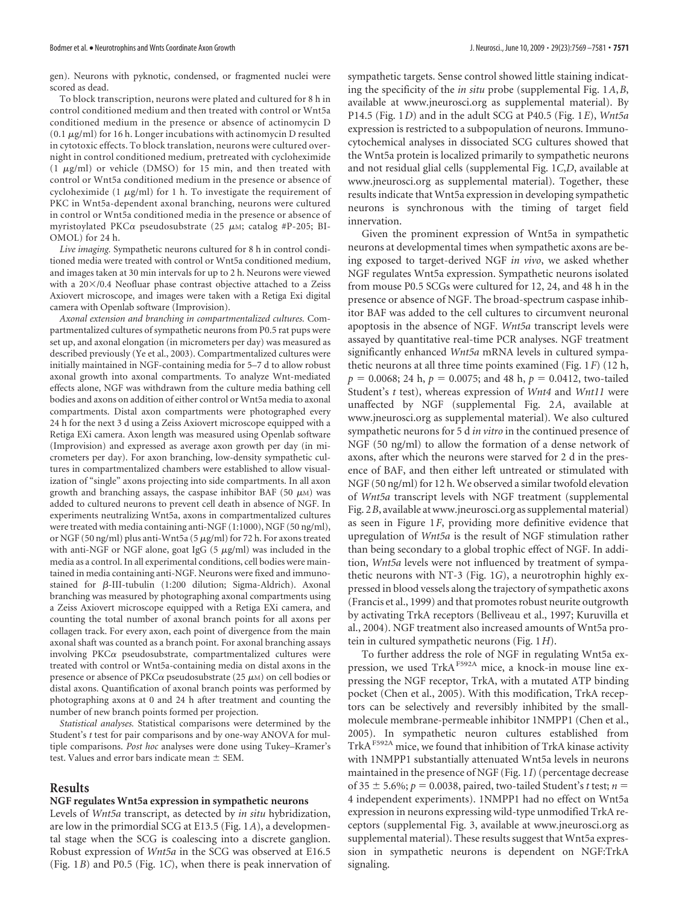gen). Neurons with pyknotic, condensed, or fragmented nuclei were scored as dead.

To block transcription, neurons were plated and cultured for 8 h in control conditioned medium and then treated with control or Wnt5a conditioned medium in the presence or absence of actinomycin D (0.1 μg/ml) for 16 h. Longer incubations with actinomycin D resulted in cytotoxic effects. To block translation, neurons were cultured overnight in control conditioned medium, pretreated with cycloheximide (1 μg/ml) or vehicle (DMSO) for 15 min, and then treated with control or Wnt5a conditioned medium in the presence or absence of cycloheximide (1 μg/ml) for 1 h. To investigate the requirement of PKC in Wnt5a-dependent axonal branching, neurons were cultured in control or Wnt5a conditioned media in the presence or absence of myristoylated PKCα pseudosubstrate (25 μM; catalog #P-205; BIOMOL) for 24 h.

*Live imaging.* Sympathetic neurons cultured for 8 h in control conditioned media were treated with control or Wnt5a conditioned medium, and images taken at 30 min intervals for up to 2 h. Neurons were viewed with a 20×/0.4 Neofluar phase contrast objective attached to a Zeiss Axiovert microscope, and images were taken with a Retiga Exi digital camera with Openlab software (Improvision).

*Axonal extension and branching in compartmentalized cultures.* Compartmentalized cultures of sympathetic neurons from P0.5 rat pups were set up, and axonal elongation (in micrometers per day) was measured as described previously (Ye et al., 2003). Compartmentalized cultures were initially maintained in NGF-containing media for 5–7 d to allow robust axonal growth into axonal compartments. To analyze Wnt-mediated effects alone, NGF was withdrawn from the culture media bathing cell bodies and axons on addition of either control or Wnt5a media to axonal compartments. Distal axon compartments were photographed every 24 h for the next 3 d using a Zeiss Axiovert microscope equipped with a Retiga EXi camera. Axon length was measured using Openlab software (Improvision) and expressed as average axon growth per day (in micrometers per day). For axon branching, low-density sympathetic cultures in compartmentalized chambers were established to allow visualization of "single" axons projecting into side compartments. In all axon growth and branching assays, the caspase inhibitor BAF (50 μM) was added to cultured neurons to prevent cell death in absence of NGF. In experiments neutralizing Wnt5a, axons in compartmentalized cultures were treated with media containing anti-NGF (1:1000), NGF (50 ng/ml), or NGF (50 ng/ml) plus anti-Wnt5a (5 μg/ml) for 72 h. For axons treated with anti-NGF or NGF alone, goat IgG (5 μg/ml) was included in the media as a control. In all experimental conditions, cell bodies were maintained in media containing anti-NGF. Neurons were fixed and immunostained for β-III-tubulin (1:200 dilution; Sigma-Aldrich). Axonal branching was measured by photographing axonal compartments using a Zeiss Axiovert microscope equipped with a Retiga EXi camera, and counting the total number of axonal branch points for all axons per collagen track. For every axon, each point of divergence from the main axonal shaft was counted as a branch point. For axonal branching assays involving PKCα pseudosubstrate, compartmentalized cultures were treated with control or Wnt5a-containing media on distal axons in the presence or absence of PKCα pseudosubstrate (25 μM) on cell bodies or distal axons. Quantification of axonal branch points was performed by photographing axons at 0 and 24 h after treatment and counting the number of new branch points formed per projection.

*Statistical analyses.* Statistical comparisons were determined by the Student's *t* test for pair comparisons and by one-way ANOVA for multiple comparisons. *Post hoc* analyses were done using Tukey–Kramer's test. Values and error bars indicate mean ± SEM.

## Results

### NGF regulates Wnt5a expression in sympathetic neurons

Levels of *Wnt5a* transcript, as detected by *in situ* hybridization, are low in the primordial SCG at E13.5 (Fig. 1*A*), a developmental stage when the SCG is coalescing into a discrete ganglion. Robust expression of *Wnt5a* in the SCG was observed at E16.5 (Fig. 1*B*) and P0.5 (Fig. 1*C*), when there is peak innervation of sympathetic targets. Sense control showed little staining indicating the specificity of the *in situ* probe (supplemental Fig. 1*A*,*B*, available at www.jneurosci.org as supplemental material). By P14.5 (Fig. 1*D*) and in the adult SCG at P40.5 (Fig. 1*E*), *Wnt5a* expression is restricted to a subpopulation of neurons. Immunocytochemical analyses in dissociated SCG cultures showed that the Wnt5a protein is localized primarily to sympathetic neurons and not residual glial cells (supplemental Fig. 1*C*,*D*, available at www.jneurosci.org as supplemental material). Together, these results indicate that Wnt5a expression in developing sympathetic neurons is synchronous with the timing of target field innervation.

Given the prominent expression of Wnt5a in sympathetic neurons at developmental times when sympathetic axons are being exposed to target-derived NGF *in vivo*, we asked whether NGF regulates Wnt5a expression. Sympathetic neurons isolated from mouse P0.5 SCGs were cultured for 12, 24, and 48 h in the presence or absence of NGF. The broad-spectrum caspase inhibitor BAF was added to the cell cultures to circumvent neuronal apoptosis in the absence of NGF. *Wnt5a* transcript levels were assayed by quantitative real-time PCR analyses. NGF treatment significantly enhanced *Wnt5a* mRNA levels in cultured sympathetic neurons at all three time points examined (Fig. 1*F*) (12 h, $p = 0.0068$; 24 h, $p = 0.0075$; and 48 h, $p = 0.0412$, two-tailed Student's *t* test), whereas expression of *Wnt4* and *Wnt11* were unaffected by NGF (supplemental Fig. 2*A*, available at www.jneurosci.org as supplemental material). We also cultured sympathetic neurons for 5 d *in vitro* in the continued presence of NGF (50 ng/ml) to allow the formation of a dense network of axons, after which the neurons were starved for 2 d in the presence of BAF, and then either left untreated or stimulated with NGF (50 ng/ml) for 12 h. We observed a similar twofold elevation of *Wnt5a* transcript levels with NGF treatment (supplemental Fig. 2*B*, available at www.jneurosci.org as supplemental material) as seen in Figure 1*F*, providing more definitive evidence that upregulation of *Wnt5a* is the result of NGF stimulation rather than being secondary to a global trophic effect of NGF. In addition, *Wnt5a* levels were not influenced by treatment of sympathetic neurons with NT-3 (Fig. 1*G*), a neurotrophin highly expressed in blood vessels along the trajectory of sympathetic axons (Francis et al., 1999) and that promotes robust neurite outgrowth by activating TrkA receptors (Belliveau et al., 1997; Kuruvilla et al., 2004). NGF treatment also increased amounts of Wnt5a protein in cultured sympathetic neurons (Fig. 1*H*).

To further address the role of NGF in regulating Wnt5a expression, we used TrkA$^{F592A}$ mice, a knock-in mouse line expressing the NGF receptor, TrkA, with a mutated ATP binding pocket (Chen et al., 2005). With this modification, TrkA receptors can be selectively and reversibly inhibited by the small-molecule membrane-permeable inhibitor 1NMPP1 (Chen et al., 2005). In sympathetic neuron cultures established from TrkA$^{F592A}$ mice, we found that inhibition of TrkA kinase activity with 1NMPP1 substantially attenuated Wnt5a levels in neurons maintained in the presence of NGF (Fig. 1*I*) (percentage decrease of 35 ± 5.6%; $p = 0.0038$, paired, two-tailed Student's *t* test; $n = 4$ independent experiments). 1NMPP1 had no effect on Wnt5a expression in neurons expressing wild-type unmodified TrkA receptors (supplemental Fig. 3, available at www.jneurosci.org as supplemental material). These results suggest that Wnt5a expression in sympathetic neurons is dependent on NGF:TrkA signaling.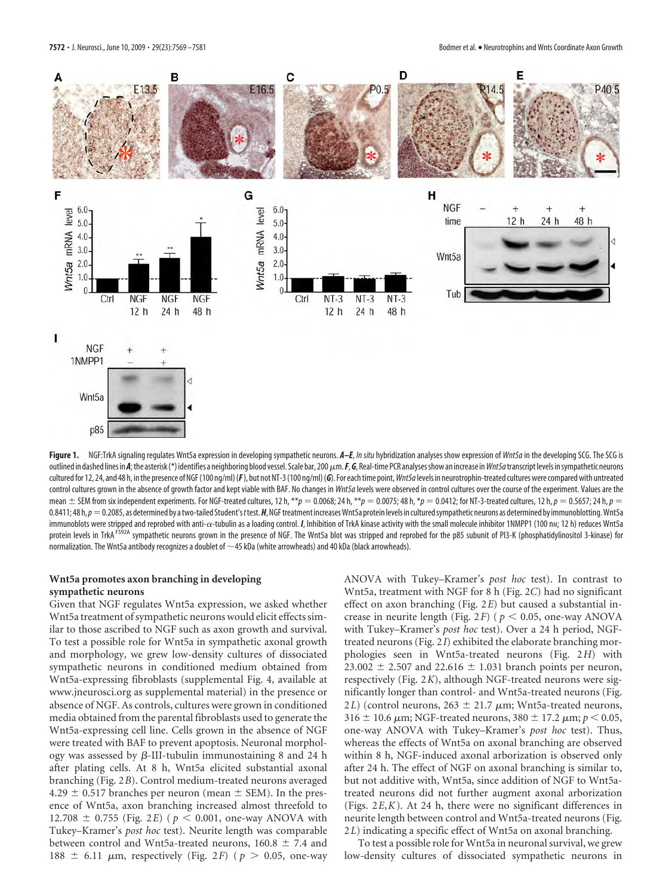**Figure 1.** NGF:TrkA signaling regulates Wnt5a expression in developing sympathetic neurons. ***A–E***, *In situ* hybridization analyses show expression of *Wnt5a* in the developing SCG. The SCG is outlined in dashed lines in ***A***; the asterisk (*) identifies a neighboring blood vessel. Scale bar, 200 μm. ***F***, ***G***, Real-time PCR analyses show an increase in *Wnt5a* transcript levels in sympathetic neurons cultured for 12, 24, and 48 h, in the presence of NGF (100 ng/ml) (***F***), but not NT-3 (100 ng/ml) (***G***). For each time point, *Wnt5a* levels in neurotrophin-treated cultures were compared with untreated control cultures grown in the absence of growth factor and kept viable with BAF. No changes in *Wnt5a* levels were observed in control cultures over the course of the experiment. Values are the mean ± SEM from six independent experiments. For NGF-treated cultures, 12 h, ** $p = 0.0068$; 24 h, ** $p = 0.0075$; 48 h, * $p = 0.0412$; for NT-3-treated cultures, 12 h, $p = 0.5657$; 24 h, $p = 0.8411$; 48 h, $p = 0.2085$, as determined by a two-tailed Student's *t* test. ***H***, NGF treatment increases Wnt5a protein levels in cultured sympathetic neurons as determined by immunoblotting. Wnt5a immunoblots were stripped and reprobed with anti-α-tubulin as a loading control. ***I***, Inhibition of TrkA kinase activity with the small molecule inhibitor 1NMPP1 (100 nM; 12 h) reduces Wnt5a protein levels in TrkA$^{F592A}$ sympathetic neurons grown in the presence of NGF. The Wnt5a blot was stripped and reprobed for the p85 subunit of PI3-K (phosphatidylinositol 3-kinase) for normalization. The Wnt5a antibody recognizes a doublet of ~45 kDa (white arrowheads) and 40 kDa (black arrowheads).

### Wnt5a promotes axon branching in developing sympathetic neurons

Given that NGF regulates Wnt5a expression, we asked whether Wnt5a treatment of sympathetic neurons would elicit effects similar to those ascribed to NGF such as axon growth and survival. To test a possible role for Wnt5a in sympathetic axonal growth and morphology, we grew low-density cultures of dissociated sympathetic neurons in conditioned medium obtained from Wnt5a-expressing fibroblasts (supplemental Fig. 4, available at www.jneurosci.org as supplemental material) in the presence or absence of NGF. As controls, cultures were grown in conditioned media obtained from the parental fibroblasts used to generate the Wnt5a-expressing cell line. Cells grown in the absence of NGF were treated with BAF to prevent apoptosis. Neuronal morphology was assessed by β-III-tubulin immunostaining 8 and 24 h after plating cells. At 8 h, Wnt5a elicited substantial axonal branching (Fig. 2*B*). Control medium-treated neurons averaged 4.29 ± 0.517 branches per neuron (mean ± SEM). In the presence of Wnt5a, axon branching increased almost threefold to 12.708 ± 0.755 (Fig. 2*E*) ($p < 0.001$, one-way ANOVA with Tukey–Kramer's *post hoc* test). Neurite length was comparable between control and Wnt5a-treated neurons, 160.8 ± 7.4 and 188 ± 6.11 μm, respectively (Fig. 2*F*) ($p > 0.05$, one-way ANOVA with Tukey–Kramer's *post hoc* test). In contrast to Wnt5a, treatment with NGF for 8 h (Fig. 2*C*) had no significant effect on axon branching (Fig. 2*E*) but caused a substantial increase in neurite length (Fig. 2*F*) ($p < 0.05$, one-way ANOVA with Tukey–Kramer's *post hoc* test). Over a 24 h period, NGF-treated neurons (Fig. 2*I*) exhibited the elaborate branching morphologies seen in Wnt5a-treated neurons (Fig. 2*H*) with 23.002 ± 2.507 and 22.616 ± 1.031 branch points per neuron, respectively (Fig. 2*K*), although NGF-treated neurons were significantly longer than control- and Wnt5a-treated neurons (Fig. 2*L*) (control neurons, 263 ± 21.7 μm; Wnt5a-treated neurons, 316 ± 10.6 μm; NGF-treated neurons, 380 ± 17.2 μm; $p < 0.05$, one-way ANOVA with Tukey–Kramer's *post hoc* test). Thus, whereas the effects of Wnt5a on axonal branching are observed within 8 h, NGF-induced axonal arborization is observed only after 24 h. The effect of NGF on axonal branching is similar to, but not additive with, Wnt5a, since addition of NGF to Wnt5a-treated neurons did not further augment axonal arborization (Figs. 2*E*,*K*). At 24 h, there were no significant differences in neurite length between control and Wnt5a-treated neurons (Fig. 2*L*) indicating a specific effect of Wnt5a on axonal branching.

To test a possible role for Wnt5a in neuronal survival, we grew low-density cultures of dissociated sympathetic neurons in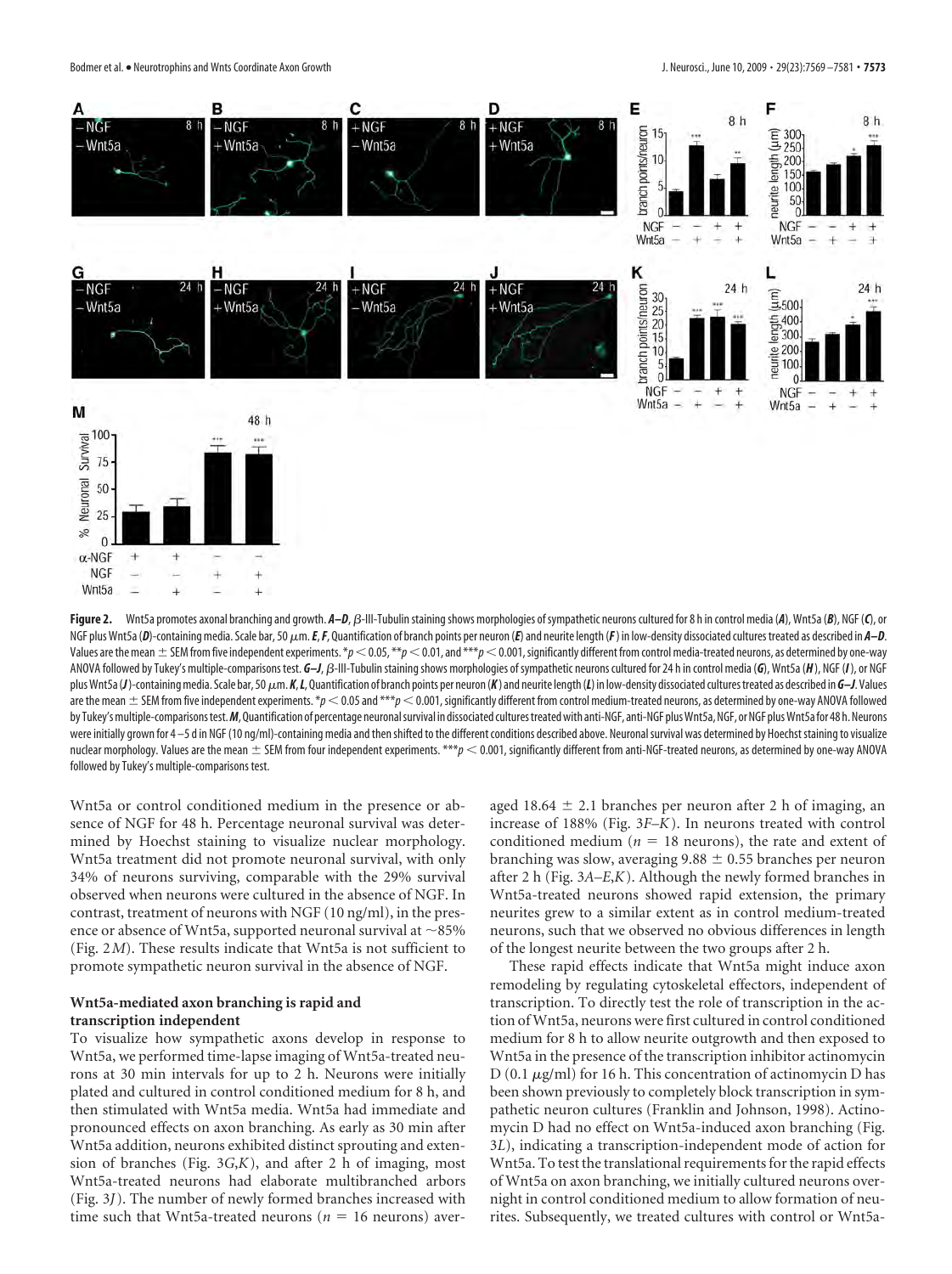**Figure 2.** Wnt5a promotes axonal branching and growth. ***A–D***, β-III-Tubulin staining shows morphologies of sympathetic neurons cultured for 8 h in control media (***A***), Wnt5a (***B***), NGF (***C***), or NGF plus Wnt5a (***D***)-containing media. Scale bar, 50 μm. ***E***, ***F***, Quantification of branch points per neuron (***E***) and neurite length (***F***) in low-density dissociated cultures treated as described in ***A–D***. Values are the mean ± SEM from five independent experiments. $*p < 0.05$, $**p < 0.01$, and $***p < 0.001$, significantly different from control media-treated neurons, as determined by one-way ANOVA followed by Tukey's multiple-comparisons test. ***G–J***, β-III-Tubulin staining shows morphologies of sympathetic neurons cultured for 24 h in control media (***G***), Wnt5a (***H***), NGF (***I***), or NGF plus Wnt5a (***J***)-containing media. Scale bar, 50 μm. ***K***, ***L***, Quantification of branch points per neuron (***K***) and neurite length (***L***) in low-density dissociated cultures treated as described in ***G–J***. Values are the mean ± SEM from five independent experiments. $*p < 0.05$ and $***p < 0.001$, significantly different from control medium-treated neurons, as determined by one-way ANOVA followed by Tukey's multiple-comparisons test. ***M***, Quantification of percentage neuronal survival in dissociated cultures treated with anti-NGF, anti-NGF plus Wnt5a, NGF, or NGF plus Wnt5a for 48 h. Neurons were initially grown for 4–5 d in NGF (10 ng/ml)-containing media and then shifted to the different conditions described above. Neuronal survival was determined by Hoechst staining to visualize nuclear morphology. Values are the mean ± SEM from four independent experiments. $***p < 0.001$, significantly different from anti-NGF-treated neurons, as determined by one-way ANOVA followed by Tukey's multiple-comparisons test.

Wnt5a or control conditioned medium in the presence or absence of NGF for 48 h. Percentage neuronal survival was determined by Hoechst staining to visualize nuclear morphology. Wnt5a treatment did not promote neuronal survival, with only 34% of neurons surviving, comparable with the 29% survival observed when neurons were cultured in the absence of NGF. In contrast, treatment of neurons with NGF (10 ng/ml), in the presence or absence of Wnt5a, supported neuronal survival at ~85% (Fig. 2*M*). These results indicate that Wnt5a is not sufficient to promote sympathetic neuron survival in the absence of NGF.

### Wnt5a-mediated axon branching is rapid and transcription independent

To visualize how sympathetic axons develop in response to Wnt5a, we performed time-lapse imaging of Wnt5a-treated neurons at 30 min intervals for up to 2 h. Neurons were initially plated and cultured in control conditioned medium for 8 h, and then stimulated with Wnt5a media. Wnt5a had immediate and pronounced effects on axon branching. As early as 30 min after Wnt5a addition, neurons exhibited distinct sprouting and extension of branches (Fig. 3*G*,*K*), and after 2 h of imaging, most Wnt5a-treated neurons had elaborate multibranched arbors (Fig. 3*J*). The number of newly formed branches increased with time such that Wnt5a-treated neurons ($n = 16$ neurons) averaged 18.64 ± 2.1 branches per neuron after 2 h of imaging, an increase of 188% (Fig. 3*F–K*). In neurons treated with control conditioned medium ($n = 18$ neurons), the rate and extent of branching was slow, averaging 9.88 ± 0.55 branches per neuron after 2 h (Fig. 3*A–E*,*K*). Although the newly formed branches in Wnt5a-treated neurons showed rapid extension, the primary neurites grew to a similar extent as in control medium-treated neurons, such that we observed no obvious differences in length of the longest neurite between the two groups after 2 h.

These rapid effects indicate that Wnt5a might induce axon remodeling by regulating cytoskeletal effectors, independent of transcription. To directly test the role of transcription in the action of Wnt5a, neurons were first cultured in control conditioned medium for 8 h to allow neurite outgrowth and then exposed to Wnt5a in the presence of the transcription inhibitor actinomycin D (0.1 μg/ml) for 16 h. This concentration of actinomycin D has been shown previously to completely block transcription in sympathetic neuron cultures (Franklin and Johnson, 1998). Actinomycin D had no effect on Wnt5a-induced axon branching (Fig. 3*L*), indicating a transcription-independent mode of action for Wnt5a. To test the translational requirements for the rapid effects of Wnt5a on axon branching, we initially cultured neurons overnight in control conditioned medium to allow formation of neurites. Subsequently, we treated cultures with control or Wnt5a-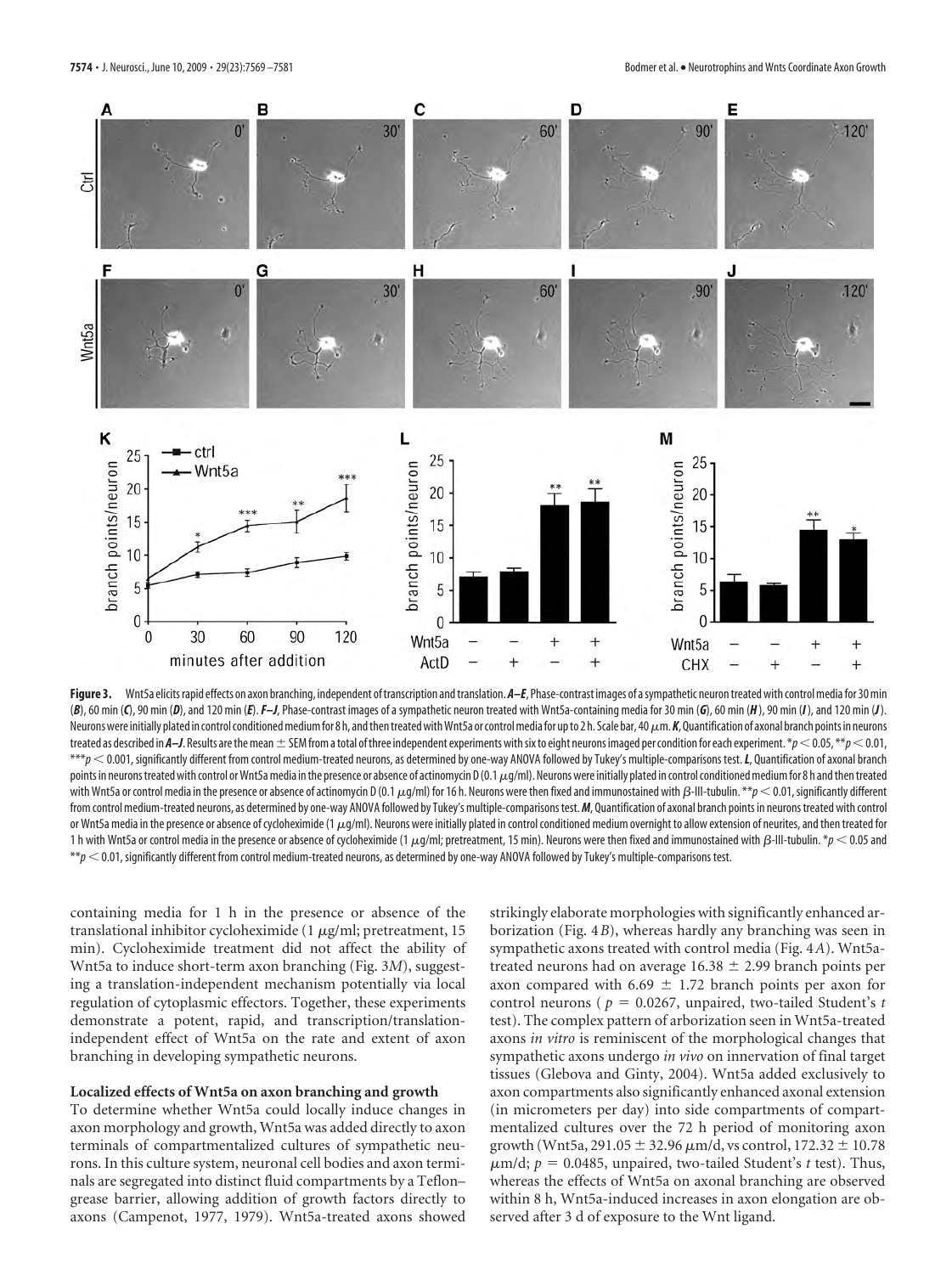**Figure 3.** Wnt5a elicits rapid effects on axon branching, independent of transcription and translation. ***A–E***, Phase-contrast images of a sympathetic neuron treated with control media for 30 min (***B***), 60 min (***C***), 90 min (***D***), and 120 min (***E***). ***F–J***, Phase-contrast images of a sympathetic neuron treated with Wnt5a-containing media for 30 min (***G***), 60 min (***H***), 90 min (***I***), and 120 min (***J***). Neurons were initially plated in control conditioned medium for 8 h, and then treated with Wnt5a or control media for up to 2 h. Scale bar, 40 μm. ***K***, Quantification of axonal branch points in neurons treated as described in ***A–J***. Results are the mean ± SEM from a total of three independent experiments with six to eight neurons imaged per condition for each experiment. \*$p < 0.05$, \*\*$p < 0.01$, \*\*\*$p < 0.001$, significantly different from control medium-treated neurons, as determined by one-way ANOVA followed by Tukey's multiple-comparisons test. ***L***, Quantification of axonal branch points in neurons treated with control or Wnt5a media in the presence or absence of actinomycin D (0.1 μg/ml). Neurons were initially plated in control conditioned medium for 8 h and then treated with Wnt5a or control media in the presence or absence of actinomycin D (0.1 μg/ml) for 16 h. Neurons were then fixed and immunostained with β-III-tubulin. \*\*$p < 0.01$, significantly different from control medium-treated neurons, as determined by one-way ANOVA followed by Tukey's multiple-comparisons test. ***M***, Quantification of axonal branch points in neurons treated with control or Wnt5a media in the presence or absence of cycloheximide (1 μg/ml). Neurons were initially plated in control conditioned medium overnight to allow extension of neurites, and then treated for 1 h with Wnt5a or control media in the presence or absence of cycloheximide (1 μg/ml; pretreatment, 15 min). Neurons were then fixed and immunostained with β-III-tubulin. \*$p < 0.05$ and \*\*$p < 0.01$, significantly different from control medium-treated neurons, as determined by one-way ANOVA followed by Tukey's multiple-comparisons test.

containing media for 1 h in the presence or absence of the translational inhibitor cycloheximide (1 μg/ml; pretreatment, 15 min). Cycloheximide treatment did not affect the ability of Wnt5a to induce short-term axon branching (Fig. 3*M*), suggesting a translation-independent mechanism potentially via local regulation of cytoplasmic effectors. Together, these experiments demonstrate a potent, rapid, and transcription/translation-independent effect of Wnt5a on the rate and extent of axon branching in developing sympathetic neurons.

### Localized effects of Wnt5a on axon branching and growth

To determine whether Wnt5a could locally induce changes in axon morphology and growth, Wnt5a was added directly to axon terminals of compartmentalized cultures of sympathetic neurons. In this culture system, neuronal cell bodies and axon terminals are segregated into distinct fluid compartments by a Teflon–grease barrier, allowing addition of growth factors directly to axons (Campenot, 1977, 1979). Wnt5a-treated axons showed strikingly elaborate morphologies with significantly enhanced arborization (Fig. 4*B*), whereas hardly any branching was seen in sympathetic axons treated with control media (Fig. 4*A*). Wnt5a-treated neurons had on average 16.38 ± 2.99 branch points per axon compared with 6.69 ± 1.72 branch points per axon for control neurons ($p = 0.0267$, unpaired, two-tailed Student's *t* test). The complex pattern of arborization seen in Wnt5a-treated axons *in vitro* is reminiscent of the morphological changes that sympathetic axons undergo *in vivo* on innervation of final target tissues (Glebova and Ginty, 2004). Wnt5a added exclusively to axon compartments also significantly enhanced axonal extension (in micrometers per day) into side compartments of compartmentalized cultures over the 72 h period of monitoring axon growth (Wnt5a, 291.05 ± 32.96 μm/d, vs control, 172.32 ± 10.78 μm/d; $p = 0.0485$, unpaired, two-tailed Student's *t* test). Thus, whereas the effects of Wnt5a on axonal branching are observed within 8 h, Wnt5a-induced increases in axon elongation are observed after 3 d of exposure to the Wnt ligand.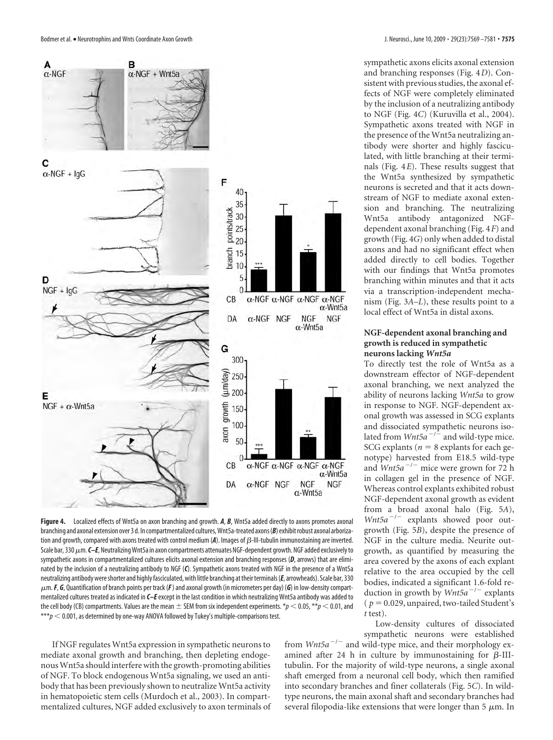**Figure 4.** Localized effects of Wnt5a on axon branching and growth. ***A***, ***B***, Wnt5a added directly to axons promotes axonal branching and axonal extension over 3 d. In compartmentalized cultures, Wnt5a-treated axons (***B***) exhibit robust axonal arborization and growth, compared with axons treated with control medium (***A***). Images of β-III-tubulin immunostaining are inverted. Scale bar, 330 μm. ***C–E***, Neutralizing Wnt5a in axon compartments attenuates NGF-dependent growth. NGF added exclusively to sympathetic axons in compartmentalized cultures elicits axonal extension and branching responses (***D***, arrows) that are eliminated by the inclusion of a neutralizing antibody to NGF (***C***). Sympathetic axons treated with NGF in the presence of a Wnt5a neutralizing antibody were shorter and highly fasciculated, with little branching at their terminals (***E***, arrowheads). Scale bar, 330 μm. ***F***, ***G***, Quantification of branch points per track (***F***) and axonal growth (in micrometers per day) (***G***) in low-density compartmentalized cultures treated as indicated in ***C–E*** except in the last condition in which neutralizing Wnt5a antibody was added to the cell body (CB) compartments. Values are the mean ± SEM from six independent experiments. $^{*}p < 0.05$, $^{**}p < 0.01$, and $^{***}p < 0.001$, as determined by one-way ANOVA followed by Tukey's multiple-comparisons test.

If NGF regulates Wnt5a expression in sympathetic neurons to mediate axonal growth and branching, then depleting endogenous Wnt5a should interfere with the growth-promoting abilities of NGF. To block endogenous Wnt5a signaling, we used an antibody that has been previously shown to neutralize Wnt5a activity in hematopoietic stem cells (Murdoch et al., 2003). In compartmentalized cultures, NGF added exclusively to axon terminals of sympathetic axons elicits axonal extension and branching responses (Fig. 4*D*). Consistent with previous studies, the axonal effects of NGF were completely eliminated by the inclusion of a neutralizing antibody to NGF (Fig. 4*C*) (Kuruvilla et al., 2004). Sympathetic axons treated with NGF in the presence of the Wnt5a neutralizing antibody were shorter and highly fasciculated, with little branching at their terminals (Fig. 4*E*). These results suggest that the Wnt5a synthesized by sympathetic neurons is secreted and that it acts downstream of NGF to mediate axonal extension and branching. The neutralizing Wnt5a antibody antagonized NGF-dependent axonal branching (Fig. 4*F*) and growth (Fig. 4*G*) only when added to distal axons and had no significant effect when added directly to cell bodies. Together with our findings that Wnt5a promotes branching within minutes and that it acts via a transcription-independent mechanism (Fig. 3*A–L*), these results point to a local effect of Wnt5a in distal axons.

### NGF-dependent axonal branching and growth is reduced in sympathetic neurons lacking *Wnt5a*

To directly test the role of Wnt5a as a downstream effector of NGF-dependent axonal branching, we next analyzed the ability of neurons lacking *Wnt5a* to grow in response to NGF. NGF-dependent axonal growth was assessed in SCG explants and dissociated sympathetic neurons isolated from $Wnt5a^{-/-}$ and wild-type mice. SCG explants ($n = 8$ explants for each genotype) harvested from E18.5 wild-type and $Wnt5a^{-/-}$ mice were grown for 72 h in collagen gel in the presence of NGF. Whereas control explants exhibited robust NGF-dependent axonal growth as evident from a broad axonal halo (Fig. 5*A*), $Wnt5a^{-/-}$ explants showed poor outgrowth (Fig. 5*B*), despite the presence of NGF in the culture media. Neurite outgrowth, as quantified by measuring the area covered by the axons of each explant relative to the area occupied by the cell bodies, indicated a significant 1.6-fold reduction in growth by $Wnt5a^{-/-}$ explants ($p = 0.029$, unpaired, two-tailed Student's *t* test).

Low-density cultures of dissociated sympathetic neurons were established from $Wnt5a^{-/-}$ and wild-type mice, and their morphology examined after 24 h in culture by immunostaining for β-III-tubulin. For the majority of wild-type neurons, a single axonal shaft emerged from a neuronal cell body, which then ramified into secondary branches and finer collaterals (Fig. 5*C*). In wild-type neurons, the main axonal shaft and secondary branches had several filopodia-like extensions that were longer than 5 μm. In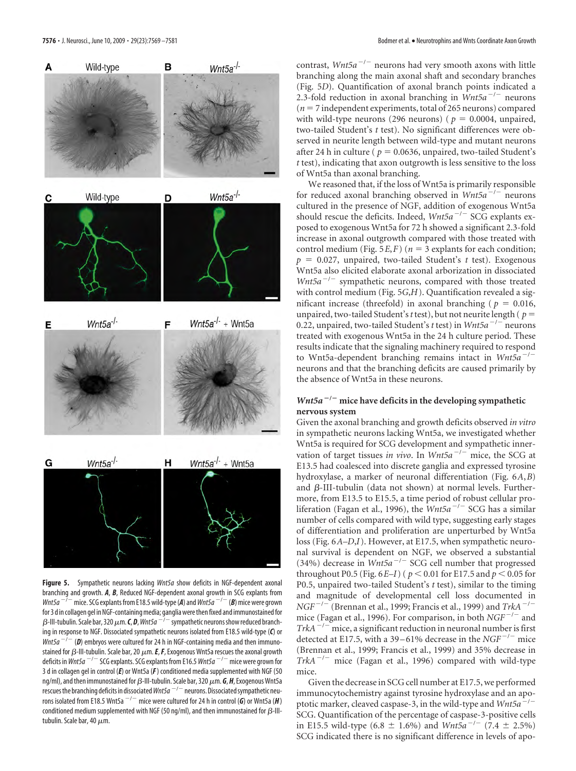**Figure 5.** Sympathetic neurons lacking *Wnt5a* show deficits in NGF-dependent axonal branching and growth. ***A***, ***B***, Reduced NGF-dependent axonal growth in SCG explants from *Wnt5a* $^{-/-}$ mice. SCG explants from E18.5 wild-type (***A***) and *Wnt5a* $^{-/-}$ (***B***) mice were grown for 3 d in collagen gel in NGF-containing media; ganglia were then fixed and immunostained for β-III-tubulin. Scale bar, 320 μm. ***C***, ***D***, *Wnt5a* $^{-/-}$ sympathetic neurons show reduced branching in response to NGF. Dissociated sympathetic neurons isolated from E18.5 wild-type (***C***) or *Wnt5a* $^{-/-}$ (***D***) embryos were cultured for 24 h in NGF-containing media and then immunostained for β-III-tubulin. Scale bar, 20 μm. ***E***, ***F***, Exogenous Wnt5a rescues the axonal growth deficits in *Wnt5a* $^{-/-}$ SCG explants. SCG explants from E16.5 *Wnt5a* $^{-/-}$ mice were grown for 3 d in collagen gel in control (***E***) or Wnt5a (***F***) conditioned media supplemented with NGF (50 ng/ml), and then immunostained for β-III-tubulin. Scale bar, 320 μm. ***G***, ***H***, Exogenous Wnt5a rescues the branching deficits in dissociated *Wnt5a* $^{-/-}$ neurons. Dissociated sympathetic neurons isolated from E18.5 Wnt5a $^{-/-}$ mice were cultured for 24 h in control (***G***) or Wnt5a (***H***) conditioned medium supplemented with NGF (50 ng/ml), and then immunostained for β-III-tubulin. Scale bar, 40 μm.

contrast, *Wnt5a* $^{-/-}$ neurons had very smooth axons with little branching along the main axonal shaft and secondary branches (Fig. 5*D*). Quantification of axonal branch points indicated a 2.3-fold reduction in axonal branching in *Wnt5a* $^{-/-}$ neurons ($n = 7$ independent experiments, total of 265 neurons) compared with wild-type neurons (296 neurons) ($p = 0.0004$, unpaired, two-tailed Student's *t* test). No significant differences were observed in neurite length between wild-type and mutant neurons after 24 h in culture ($p = 0.0636$, unpaired, two-tailed Student's *t* test), indicating that axon outgrowth is less sensitive to the loss of Wnt5a than axonal branching.

We reasoned that, if the loss of Wnt5a is primarily responsible for reduced axonal branching observed in *Wnt5a* $^{-/-}$ neurons cultured in the presence of NGF, addition of exogenous Wnt5a should rescue the deficits. Indeed, *Wnt5a* $^{-/-}$ SCG explants exposed to exogenous Wnt5a for 72 h showed a significant 2.3-fold increase in axonal outgrowth compared with those treated with control medium (Fig. 5*E*,*F*) ($n = 3$ explants for each condition; $p = 0.027$, unpaired, two-tailed Student's *t* test). Exogenous Wnt5a also elicited elaborate axonal arborization in dissociated *Wnt5a* $^{-/-}$ sympathetic neurons, compared with those treated with control medium (Fig. 5*G*,*H*). Quantification revealed a significant increase (threefold) in axonal branching ($p = 0.016$, unpaired, two-tailed Student's *t* test), but not neurite length ($p = 0.22$, unpaired, two-tailed Student's *t* test) in *Wnt5a* $^{-/-}$ neurons treated with exogenous Wnt5a in the 24 h culture period. These results indicate that the signaling machinery required to respond to Wnt5a-dependent branching remains intact in *Wnt5a* $^{-/-}$ neurons and that the branching deficits are caused primarily by the absence of Wnt5a in these neurons.

## *Wnt5a* $^{-/-}$ mice have deficits in the developing sympathetic nervous system

Given the axonal branching and growth deficits observed *in vitro* in sympathetic neurons lacking Wnt5a, we investigated whether Wnt5a is required for SCG development and sympathetic innervation of target tissues *in vivo*. In *Wnt5a* $^{-/-}$ mice, the SCG at E13.5 had coalesced into discrete ganglia and expressed tyrosine hydroxylase, a marker of neuronal differentiation (Fig. 6*A*,*B*) and β-III-tubulin (data not shown) at normal levels. Furthermore, from E13.5 to E15.5, a time period of robust cellular proliferation (Fagan et al., 1996), the *Wnt5a* $^{-/-}$ SCG has a similar number of cells compared with wild type, suggesting early stages of differentiation and proliferation are unperturbed by Wnt5a loss (Fig. 6*A*–*D*,*I*). However, at E17.5, when sympathetic neuronal survival is dependent on NGF, we observed a substantial (34%) decrease in *Wnt5a* $^{-/-}$ SCG cell number that progressed throughout P0.5 (Fig. 6*E*–*I*) ($p < 0.01$ for E17.5 and $p < 0.05$ for P0.5, unpaired two-tailed Student's *t* test), similar to the timing and magnitude of developmental cell loss documented in *NGF* $^{-/-}$ (Brennan et al., 1999; Francis et al., 1999) and *TrkA* $^{-/-}$ mice (Fagan et al., 1996). For comparison, in both *NGF* $^{-/-}$ and *TrkA* $^{-/-}$ mice, a significant reduction in neuronal number is first detected at E17.5, with a 39–61% decrease in the *NGF* $^{-/-}$ mice (Brennan et al., 1999; Francis et al., 1999) and 35% decrease in *TrkA* $^{-/-}$ mice (Fagan et al., 1996) compared with wild-type mice.

Given the decrease in SCG cell number at E17.5, we performed immunocytochemistry against tyrosine hydroxylase and an apoptotic marker, cleaved caspase-3, in the wild-type and *Wnt5a* $^{-/-}$ SCG. Quantification of the percentage of caspase-3-positive cells in E15.5 wild-type (6.8 ± 1.6%) and *Wnt5a* $^{-/-}$ (7.4 ± 2.5%) SCG indicated there is no significant difference in levels of apo-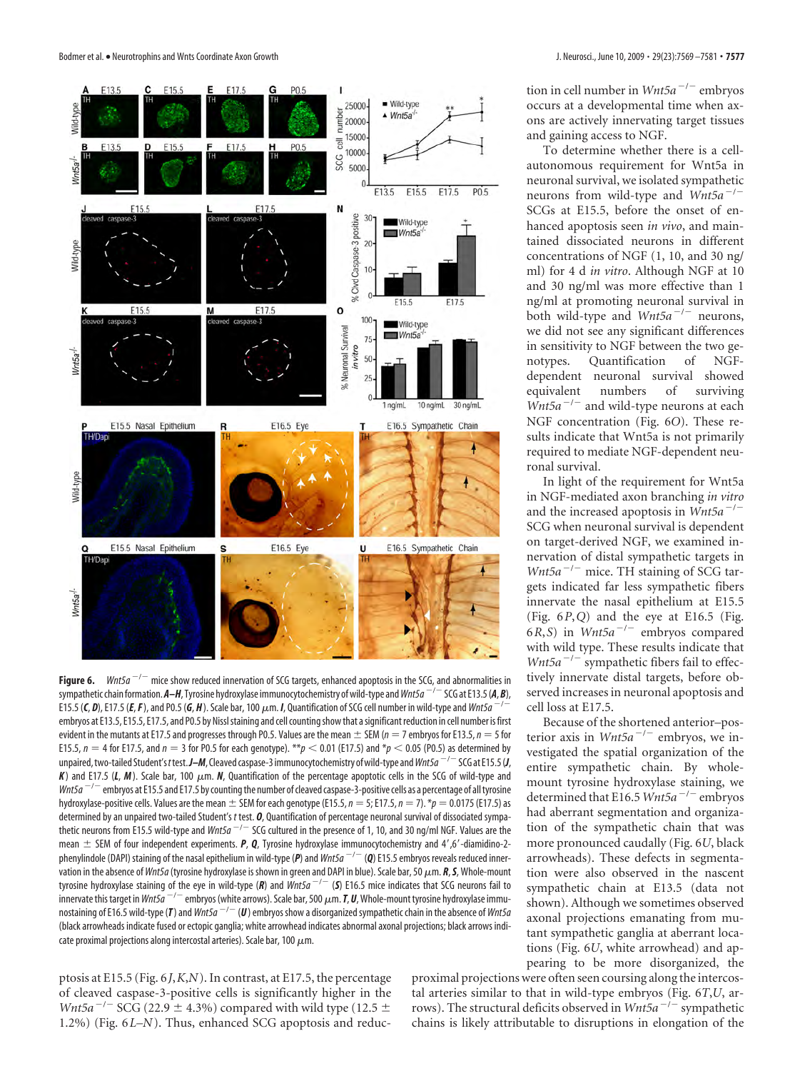**Figure 6.** *Wnt5a*$^{-/-}$ mice show reduced innervation of SCG targets, enhanced apoptosis in the SCG, and abnormalities in sympathetic chain formation. ***A–H***, Tyrosine hydroxylase immunocytochemistry of wild-type and *Wnt5a*$^{-/-}$ SCG at E13.5 (***A***, ***B***), E15.5 (***C***, ***D***), E17.5 (***E***, ***F***), and P0.5 (***G***, ***H***). Scale bar, 100 μm. ***I***, Quantification of SCG cell number in wild-type and *Wnt5a*$^{-/-}$ embryos at E13.5, E15.5, E17.5, and P0.5 by Nissl staining and cell counting show that a significant reduction in cell number is first evident in the mutants at E17.5 and progresses through P0.5. Values are the mean ± SEM ($n = 7$ embryos for E13.5, $n = 5$ for E15.5, $n = 4$ for E17.5, and $n = 3$ for P0.5 for each genotype). $^{**}p < 0.01$ (E17.5) and $^{*}p < 0.05$ (P0.5) as determined by unpaired, two-tailed Student's *t* test. ***J–M***, Cleaved caspase-3 immunocytochemistry of wild-type and *Wnt5a*$^{-/-}$ SCG at E15.5 (***J***, ***K***) and E17.5 (***L***, ***M***). Scale bar, 100 μm. ***N***, Quantification of the percentage apoptotic cells in the SCG of wild-type and *Wnt5a*$^{-/-}$ embryos at E15.5 and E17.5 by counting the number of cleaved caspase-3-positive cells as a percentage of all tyrosine hydroxylase-positive cells. Values are the mean ± SEM for each genotype (E15.5, $n = 5$; E17.5, $n = 7$). $^{*}p = 0.0175$ (E17.5) as determined by an unpaired two-tailed Student's *t* test. ***O***, Quantification of percentage neuronal survival of dissociated sympathetic neurons from E15.5 wild-type and *Wnt5a*$^{-/-}$ SCG cultured in the presence of 1, 10, and 30 ng/ml NGF. Values are the mean ± SEM of four independent experiments. ***P***, ***Q***, Tyrosine hydroxylase immunocytochemistry and 4′,6′-diamidino-2-phenylindole (DAPI) staining of the nasal epithelium in wild-type (***P***) and *Wnt5a*$^{-/-}$ (***Q***) E15.5 embryos reveals reduced innervation in the absence of *Wnt5a* (tyrosine hydroxylase is shown in green and DAPI in blue). Scale bar, 50 μm. ***R***, ***S***, Whole-mount tyrosine hydroxylase staining of the eye in wild-type (***R***) and *Wnt5a*$^{-/-}$ (***S***) E16.5 mice indicates that SCG neurons fail to innervate this target in *Wnt5a*$^{-/-}$ embryos (white arrows). Scale bar, 500 μm. ***T***, ***U***, Whole-mount tyrosine hydroxylase immunostaining of E16.5 wild-type (***T***) and *Wnt5a*$^{-/-}$ (***U***) embryos show a disorganized sympathetic chain in the absence of *Wnt5a* (black arrowheads indicate fused or ectopic ganglia; white arrowhead indicates abnormal axonal projections; black arrows indicate proximal projections along intercostal arteries). Scale bar, 100 μm.

ptosis at E15.5 (Fig. 6*J*,*K*,*N*). In contrast, at E17.5, the percentage of cleaved caspase-3-positive cells is significantly higher in the *Wnt5a*$^{-/-}$ SCG (22.9 ± 4.3%) compared with wild type (12.5 ± 1.2%) (Fig. 6*L–N*). Thus, enhanced SCG apoptosis and reduction in cell number in *Wnt5a*$^{-/-}$ embryos occurs at a developmental time when axons are actively innervating target tissues and gaining access to NGF.

To determine whether there is a cell-autonomous requirement for Wnt5a in neuronal survival, we isolated sympathetic neurons from wild-type and *Wnt5a*$^{-/-}$ SCGs at E15.5, before the onset of enhanced apoptosis seen *in vivo*, and maintained dissociated neurons in different concentrations of NGF (1, 10, and 30 ng/ml) for 4 d *in vitro*. Although NGF at 10 and 30 ng/ml was more effective than 1 ng/ml at promoting neuronal survival in both wild-type and *Wnt5a*$^{-/-}$ neurons, we did not see any significant differences in sensitivity to NGF between the two genotypes. Quantification of NGF-dependent neuronal survival showed equivalent numbers of surviving *Wnt5a*$^{-/-}$ and wild-type neurons at each NGF concentration (Fig. 6*O*). These results indicate that Wnt5a is not primarily required to mediate NGF-dependent neuronal survival.

In light of the requirement for Wnt5a in NGF-mediated axon branching *in vitro* and the increased apoptosis in *Wnt5a*$^{-/-}$ SCG when neuronal survival is dependent on target-derived NGF, we examined innervation of distal sympathetic targets in *Wnt5a*$^{-/-}$ mice. TH staining of SCG targets indicated far less sympathetic fibers innervate the nasal epithelium at E15.5 (Fig. 6*P*,*Q*) and the eye at E16.5 (Fig. 6*R*,*S*) in *Wnt5a*$^{-/-}$ embryos compared with wild type. These results indicate that *Wnt5a*$^{-/-}$ sympathetic fibers fail to effectively innervate distal targets, before observed increases in neuronal apoptosis and cell loss at E17.5.

Because of the shortened anterior–posterior axis in *Wnt5a*$^{-/-}$ embryos, we investigated the spatial organization of the entire sympathetic chain. By whole-mount tyrosine hydroxylase staining, we determined that E16.5 *Wnt5a*$^{-/-}$ embryos had aberrant segmentation and organization of the sympathetic chain that was more pronounced caudally (Fig. 6*U*, black arrowheads). These defects in segmentation were also observed in the nascent sympathetic chain at E13.5 (data not shown). Although we sometimes observed axonal projections emanating from mutant sympathetic ganglia at aberrant locations (Fig. 6*U*, white arrowhead) and appearing to be more disorganized, the proximal projections were often seen coursing along the intercostal arteries similar to that in wild-type embryos (Fig. 6*T*,*U*, arrows). The structural deficits observed in *Wnt5a*$^{-/-}$ sympathetic chains is likely attributable to disruptions in elongation of the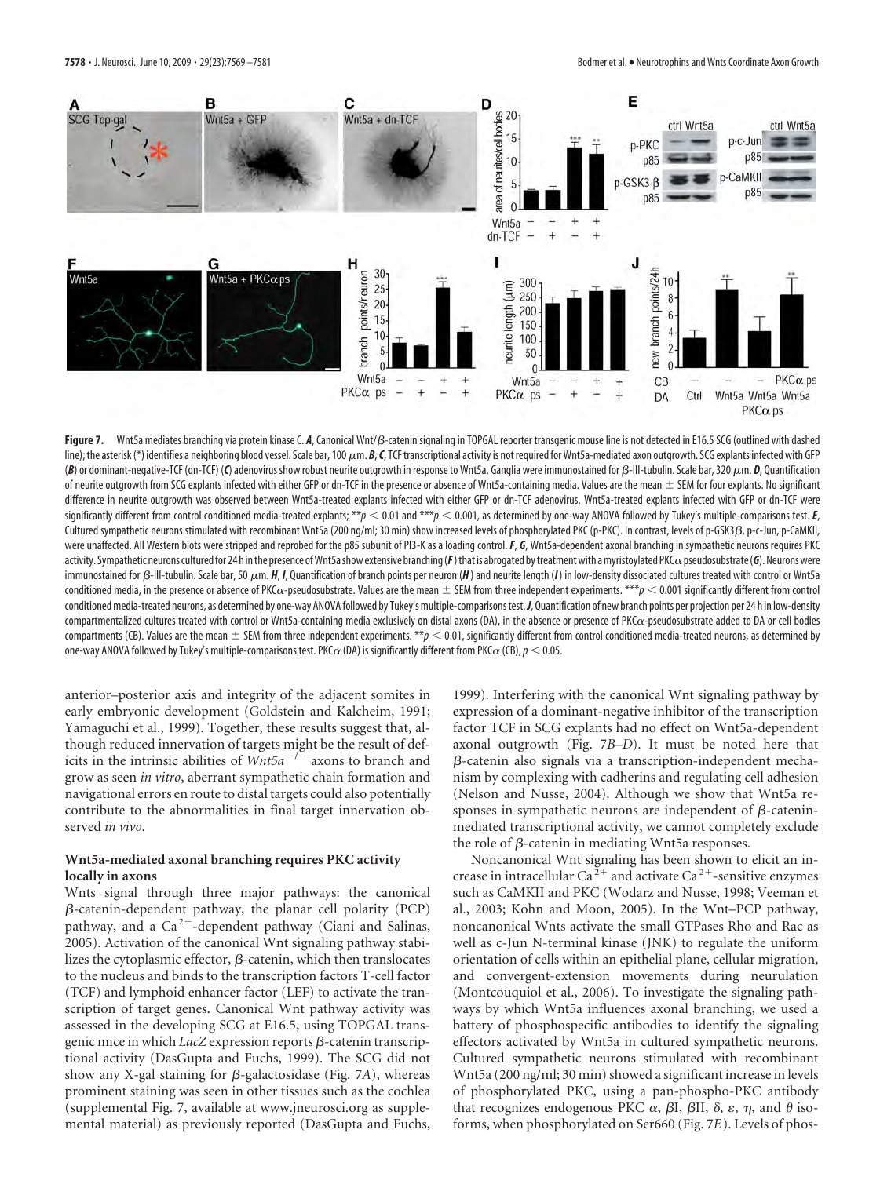**Figure 7.** Wnt5a mediates branching via protein kinase C. ***A***, Canonical Wnt/β-catenin signaling in TOPGAL reporter transgenic mouse line is not detected in E16.5 SCG (outlined with dashed line); the asterisk (*) identifies a neighboring blood vessel. Scale bar, 100 μm. ***B***, ***C***, TCF transcriptional activity is not required for Wnt5a-mediated axon outgrowth. SCG explants infected with GFP (***B***) or dominant-negative-TCF (dn-TCF) (***C***) adenovirus show robust neurite outgrowth in response to Wnt5a. Ganglia were immunostained for β-III-tubulin. Scale bar, 320 μm. ***D***, Quantification of neurite outgrowth from SCG explants infected with either GFP or dn-TCF in the presence or absence of Wnt5a-containing media. Values are the mean ± SEM for four explants. No significant difference in neurite outgrowth was observed between Wnt5a-treated explants infected with either GFP or dn-TCF adenovirus. Wnt5a-treated explants infected with GFP or dn-TCF were significantly different from control conditioned media-treated explants; $^{**}p < 0.01$ and $^{***}p < 0.001$, as determined by one-way ANOVA followed by Tukey's multiple-comparisons test. ***E***, Cultured sympathetic neurons stimulated with recombinant Wnt5a (200 ng/ml; 30 min) show increased levels of phosphorylated PKC (p-PKC). In contrast, levels of p-GSK3β, p-c-Jun, p-CaMKII, were unaffected. All Western blots were stripped and reprobed for the p85 subunit of PI3-K as a loading control. ***F***, ***G***, Wnt5a-dependent axonal branching in sympathetic neurons requires PKC activity. Sympathetic neurons cultured for 24 h in the presence of Wnt5a show extensive branching (***F***) that is abrogated by treatment with a myristoylated PKCα pseudosubstrate (***G***). Neurons were immunostained for β-III-tubulin. Scale bar, 50 μm. ***H***, ***I***, Quantification of branch points per neuron (***H***) and neurite length (***I***) in low-density dissociated cultures treated with control or Wnt5a conditioned media, in the presence or absence of PKCα-pseudosubstrate. Values are the mean ± SEM from three independent experiments. $^{***}p < 0.001$ significantly different from control conditioned media-treated neurons, as determined by one-way ANOVA followed by Tukey's multiple-comparisons test. ***J***, Quantification of new branch points per projection per 24 h in low-density compartmentalized cultures treated with control or Wnt5a-containing media exclusively on distal axons (DA), in the absence or presence of PKCα-pseudosubstrate added to DA or cell bodies compartments (CB). Values are the mean ± SEM from three independent experiments. $^{**}p < 0.01$, significantly different from control conditioned media-treated neurons, as determined by one-way ANOVA followed by Tukey's multiple-comparisons test. PKCα (DA) is significantly different from PKCα (CB), $p < 0.05$.

anterior–posterior axis and integrity of the adjacent somites in early embryonic development (Goldstein and Kalcheim, 1991; Yamaguchi et al., 1999). Together, these results suggest that, although reduced innervation of targets might be the result of deficits in the intrinsic abilities of *Wnt5a*$^{-/-}$ axons to branch and grow as seen *in vitro*, aberrant sympathetic chain formation and navigational errors en route to distal targets could also potentially contribute to the abnormalities in final target innervation observed *in vivo*.

### Wnt5a-mediated axonal branching requires PKC activity locally in axons

Wnts signal through three major pathways: the canonical β-catenin-dependent pathway, the planar cell polarity (PCP) pathway, and a $Ca^{2+}$-dependent pathway (Ciani and Salinas, 2005). Activation of the canonical Wnt signaling pathway stabilizes the cytoplasmic effector, β-catenin, which then translocates to the nucleus and binds to the transcription factors T-cell factor (TCF) and lymphoid enhancer factor (LEF) to activate the transcription of target genes. Canonical Wnt pathway activity was assessed in the developing SCG at E16.5, using TOPGAL transgenic mice in which *LacZ* expression reports β-catenin transcriptional activity (DasGupta and Fuchs, 1999). The SCG did not show any X-gal staining for β-galactosidase (Fig. 7*A*), whereas prominent staining was seen in other tissues such as the cochlea (supplemental Fig. 7, available at www.jneurosci.org as supplemental material) as previously reported (DasGupta and Fuchs, 1999). Interfering with the canonical Wnt signaling pathway by expression of a dominant-negative inhibitor of the transcription factor TCF in SCG explants had no effect on Wnt5a-dependent axonal outgrowth (Fig. 7*B–D*). It must be noted here that β-catenin also signals via a transcription-independent mechanism by complexing with cadherins and regulating cell adhesion (Nelson and Nusse, 2004). Although we show that Wnt5a responses in sympathetic neurons are independent of β-catenin-mediated transcriptional activity, we cannot completely exclude the role of β-catenin in mediating Wnt5a responses.

Noncanonical Wnt signaling has been shown to elicit an increase in intracellular $Ca^{2+}$ and activate $Ca^{2+}$-sensitive enzymes such as CaMKII and PKC (Wodarz and Nusse, 1998; Veeman et al., 2003; Kohn and Moon, 2005). In the Wnt–PCP pathway, noncanonical Wnts activate the small GTPases Rho and Rac as well as c-Jun N-terminal kinase (JNK) to regulate the uniform orientation of cells within an epithelial plane, cellular migration, and convergent-extension movements during neurulation (Montcouquiol et al., 2006). To investigate the signaling pathways by which Wnt5a influences axonal branching, we used a battery of phosphospecific antibodies to identify the signaling effectors activated by Wnt5a in cultured sympathetic neurons. Cultured sympathetic neurons stimulated with recombinant Wnt5a (200 ng/ml; 30 min) showed a significant increase in levels of phosphorylated PKC, using a pan-phospho-PKC antibody that recognizes endogenous PKC α, βI, βII, δ, ε, η, and θ isoforms, when phosphorylated on Ser660 (Fig. 7*E*). Levels of phos-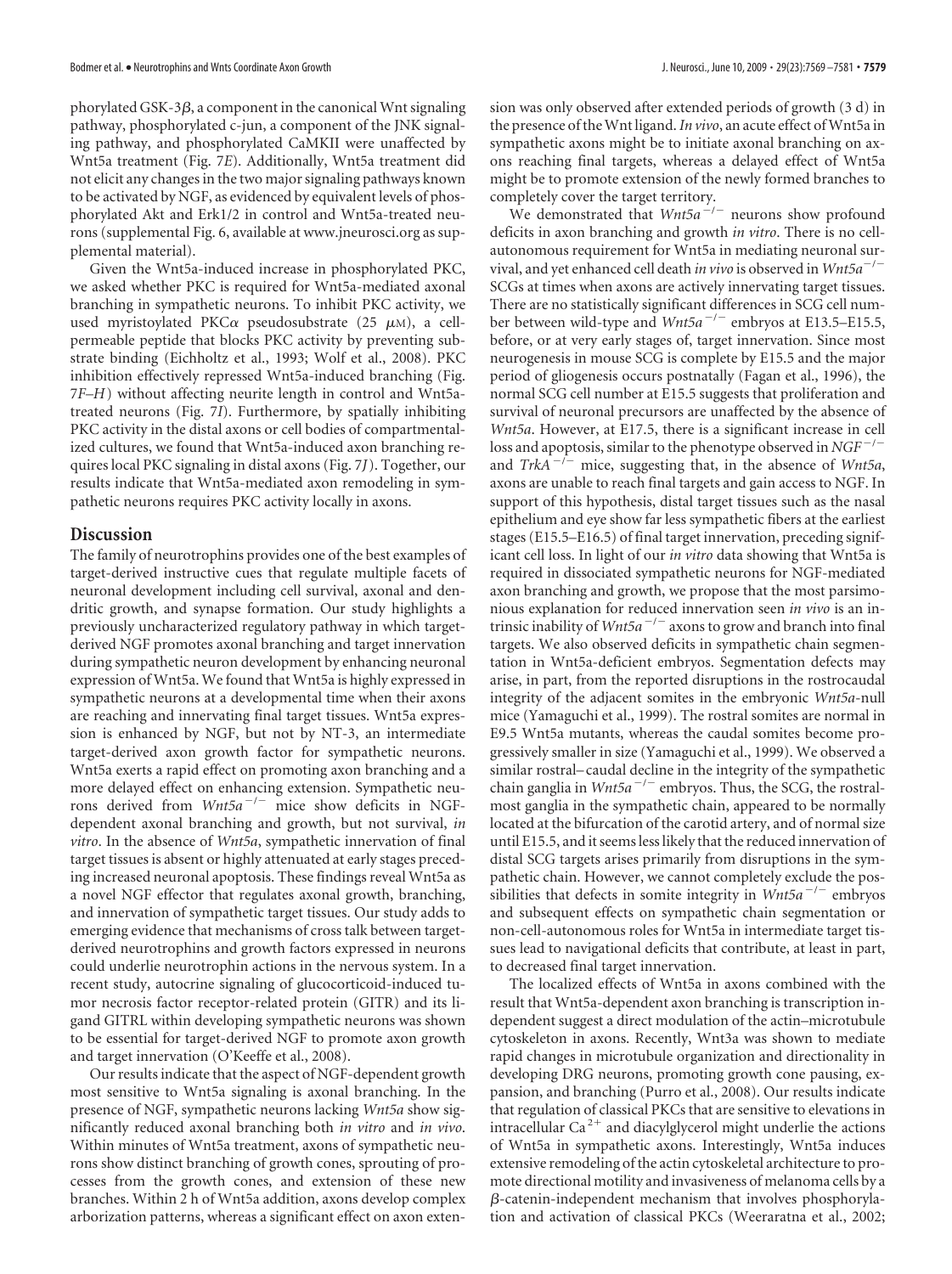phorylated GSK-3$\beta$, a component in the canonical Wnt signaling pathway, phosphorylated c-jun, a component of the JNK signaling pathway, and phosphorylated CaMKII were unaffected by Wnt5a treatment (Fig. 7*E*). Additionally, Wnt5a treatment did not elicit any changes in the two major signaling pathways known to be activated by NGF, as evidenced by equivalent levels of phosphorylated Akt and Erk1/2 in control and Wnt5a-treated neurons (supplemental Fig. 6, available at www.jneurosci.org as supplemental material).

Given the Wnt5a-induced increase in phosphorylated PKC, we asked whether PKC is required for Wnt5a-mediated axonal branching in sympathetic neurons. To inhibit PKC activity, we used myristoylated PKC$\alpha$ pseudosubstrate (25 $\mu$M), a cell-permeable peptide that blocks PKC activity by preventing substrate binding (Eichholtz et al., 1993; Wolf et al., 2008). PKC inhibition effectively repressed Wnt5a-induced branching (Fig. 7*F–H*) without affecting neurite length in control and Wnt5a-treated neurons (Fig. 7*I*). Furthermore, by spatially inhibiting PKC activity in the distal axons or cell bodies of compartmentalized cultures, we found that Wnt5a-induced axon branching requires local PKC signaling in distal axons (Fig. 7*J*). Together, our results indicate that Wnt5a-mediated axon remodeling in sympathetic neurons requires PKC activity locally in axons.

## Discussion

The family of neurotrophins provides one of the best examples of target-derived instructive cues that regulate multiple facets of neuronal development including cell survival, axonal and dendritic growth, and synapse formation. Our study highlights a previously uncharacterized regulatory pathway in which target-derived NGF promotes axonal branching and target innervation during sympathetic neuron development by enhancing neuronal expression of Wnt5a. We found that Wnt5a is highly expressed in sympathetic neurons at a developmental time when their axons are reaching and innervating final target tissues. Wnt5a expression is enhanced by NGF, but not by NT-3, an intermediate target-derived axon growth factor for sympathetic neurons. Wnt5a exerts a rapid effect on promoting axon branching and a more delayed effect on enhancing extension. Sympathetic neurons derived from *Wnt5a*$^{-/-}$ mice show deficits in NGF-dependent axonal branching and growth, but not survival, *in vitro*. In the absence of *Wnt5a*, sympathetic innervation of final target tissues is absent or highly attenuated at early stages preceding increased neuronal apoptosis. These findings reveal Wnt5a as a novel NGF effector that regulates axonal growth, branching, and innervation of sympathetic target tissues. Our study adds to emerging evidence that mechanisms of cross talk between target-derived neurotrophins and growth factors expressed in neurons could underlie neurotrophin actions in the nervous system. In a recent study, autocrine signaling of glucocorticoid-induced tumor necrosis factor receptor-related protein (GITR) and its ligand GITRL within developing sympathetic neurons was shown to be essential for target-derived NGF to promote axon growth and target innervation (O'Keeffe et al., 2008).

Our results indicate that the aspect of NGF-dependent growth most sensitive to Wnt5a signaling is axonal branching. In the presence of NGF, sympathetic neurons lacking *Wnt5a* show significantly reduced axonal branching both *in vitro* and *in vivo*. Within minutes of Wnt5a treatment, axons of sympathetic neurons show distinct branching of growth cones, sprouting of processes from the growth cones, and extension of these new branches. Within 2 h of Wnt5a addition, axons develop complex arborization patterns, whereas a significant effect on axon extension was only observed after extended periods of growth (3 d) in the presence of the Wnt ligand. *In vivo*, an acute effect of Wnt5a in sympathetic axons might be to initiate axonal branching on axons reaching final targets, whereas a delayed effect of Wnt5a might be to promote extension of the newly formed branches to completely cover the target territory.

We demonstrated that *Wnt5a*$^{-/-}$ neurons show profound deficits in axon branching and growth *in vitro*. There is no cell-autonomous requirement for Wnt5a in mediating neuronal survival, and yet enhanced cell death *in vivo* is observed in *Wnt5a*$^{-/-}$ SCGs at times when axons are actively innervating target tissues. There are no statistically significant differences in SCG cell number between wild-type and *Wnt5a*$^{-/-}$ embryos at E13.5–E15.5, before, or at very early stages of, target innervation. Since most neurogenesis in mouse SCG is complete by E15.5 and the major period of gliogenesis occurs postnatally (Fagan et al., 1996), the normal SCG cell number at E15.5 suggests that proliferation and survival of neuronal precursors are unaffected by the absence of *Wnt5a*. However, at E17.5, there is a significant increase in cell loss and apoptosis, similar to the phenotype observed in *NGF*$^{-/-}$ and *TrkA*$^{-/-}$ mice, suggesting that, in the absence of *Wnt5a*, axons are unable to reach final targets and gain access to NGF. In support of this hypothesis, distal target tissues such as the nasal epithelium and eye show far less sympathetic fibers at the earliest stages (E15.5–E16.5) of final target innervation, preceding significant cell loss. In light of our *in vitro* data showing that Wnt5a is required in dissociated sympathetic neurons for NGF-mediated axon branching and growth, we propose that the most parsimonious explanation for reduced innervation seen *in vivo* is an intrinsic inability of *Wnt5a*$^{-/-}$ axons to grow and branch into final targets. We also observed deficits in sympathetic chain segmentation in Wnt5a-deficient embryos. Segmentation defects may arise, in part, from the reported disruptions in the rostrocaudal integrity of the adjacent somites in the embryonic *Wnt5a*-null mice (Yamaguchi et al., 1999). The rostral somites are normal in E9.5 Wnt5a mutants, whereas the caudal somites become progressively smaller in size (Yamaguchi et al., 1999). We observed a similar rostral–caudal decline in the integrity of the sympathetic chain ganglia in *Wnt5a*$^{-/-}$ embryos. Thus, the SCG, the rostral-most ganglia in the sympathetic chain, appeared to be normally located at the bifurcation of the carotid artery, and of normal size until E15.5, and it seems less likely that the reduced innervation of distal SCG targets arises primarily from disruptions in the sympathetic chain. However, we cannot completely exclude the possibilities that defects in somite integrity in *Wnt5a*$^{-/-}$ embryos and subsequent effects on sympathetic chain segmentation or non-cell-autonomous roles for Wnt5a in intermediate target tissues lead to navigational deficits that contribute, at least in part, to decreased final target innervation.

The localized effects of Wnt5a in axons combined with the result that Wnt5a-dependent axon branching is transcription independent suggest a direct modulation of the actin–microtubule cytoskeleton in axons. Recently, Wnt3a was shown to mediate rapid changes in microtubule organization and directionality in developing DRG neurons, promoting growth cone pausing, expansion, and branching (Purro et al., 2008). Our results indicate that regulation of classical PKCs that are sensitive to elevations in intracellular $Ca^{2+}$ and diacylglycerol might underlie the actions of Wnt5a in sympathetic axons. Interestingly, Wnt5a induces extensive remodeling of the actin cytoskeletal architecture to promote directional motility and invasiveness of melanoma cells by a $\beta$-catenin-independent mechanism that involves phosphorylation and activation of classical PKCs (Weeraratna et al., 2002;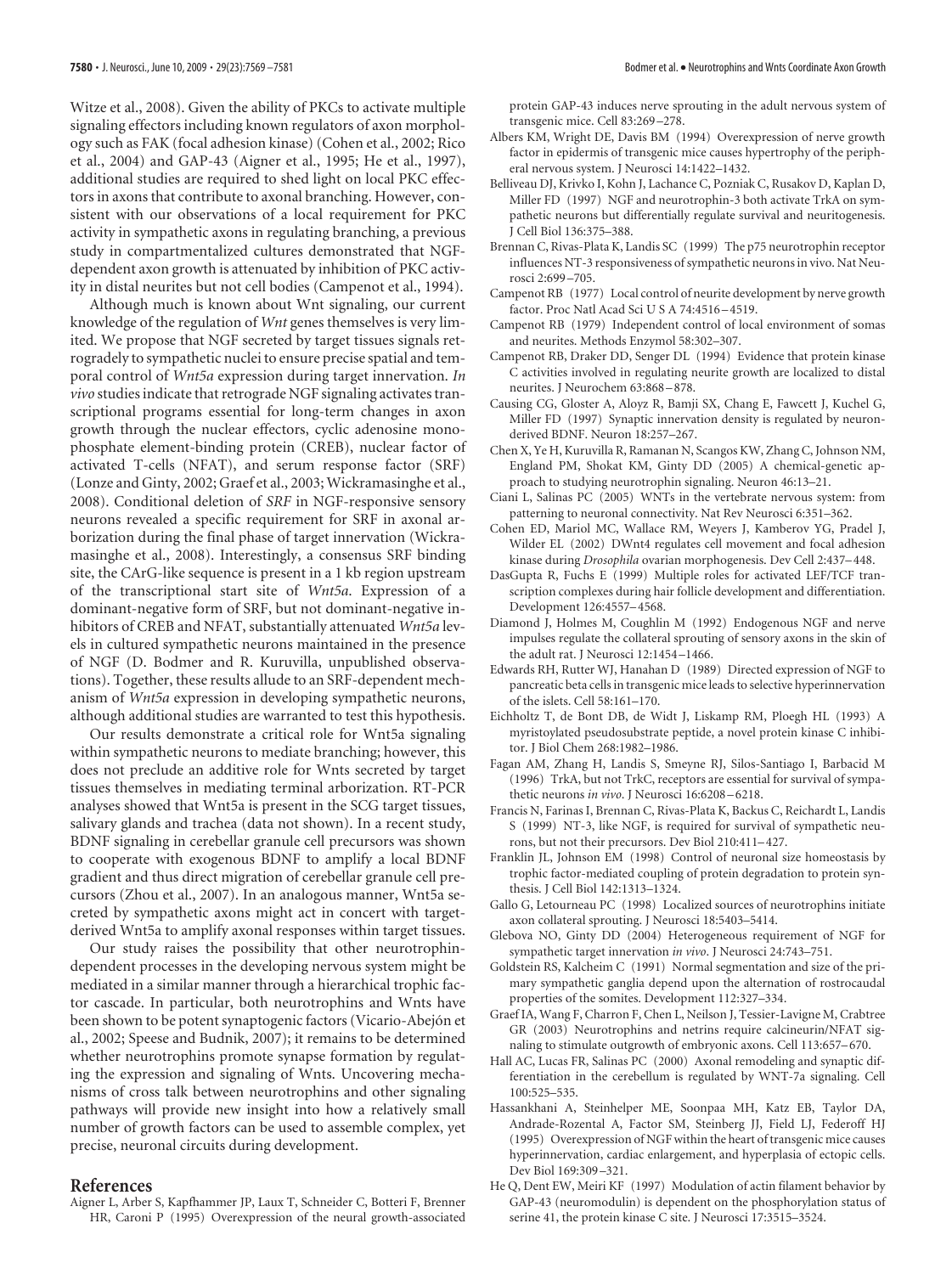Witze et al., 2008). Given the ability of PKCs to activate multiple signaling effectors including known regulators of axon morphology such as FAK (focal adhesion kinase) (Cohen et al., 2002; Rico et al., 2004) and GAP-43 (Aigner et al., 1995; He et al., 1997), additional studies are required to shed light on local PKC effectors in axons that contribute to axonal branching. However, consistent with our observations of a local requirement for PKC activity in sympathetic axons in regulating branching, a previous study in compartmentalized cultures demonstrated that NGF-dependent axon growth is attenuated by inhibition of PKC activity in distal neurites but not cell bodies (Campenot et al., 1994).

Although much is known about Wnt signaling, our current knowledge of the regulation of *Wnt* genes themselves is very limited. We propose that NGF secreted by target tissues signals retrogradely to sympathetic nuclei to ensure precise spatial and temporal control of *Wnt5a* expression during target innervation. *In vivo* studies indicate that retrograde NGF signaling activates transcriptional programs essential for long-term changes in axon growth through the nuclear effectors, cyclic adenosine monophosphate element-binding protein (CREB), nuclear factor of activated T-cells (NFAT), and serum response factor (SRF) (Lonze and Ginty, 2002; Graef et al., 2003; Wickramasinghe et al., 2008). Conditional deletion of *SRF* in NGF-responsive sensory neurons revealed a specific requirement for SRF in axonal arborization during the final phase of target innervation (Wickramasinghe et al., 2008). Interestingly, a consensus SRF binding site, the CArG-like sequence is present in a 1 kb region upstream of the transcriptional start site of *Wnt5a*. Expression of a dominant-negative form of SRF, but not dominant-negative inhibitors of CREB and NFAT, substantially attenuated *Wnt5a* levels in cultured sympathetic neurons maintained in the presence of NGF (D. Bodmer and R. Kuruvilla, unpublished observations). Together, these results allude to an SRF-dependent mechanism of *Wnt5a* expression in developing sympathetic neurons, although additional studies are warranted to test this hypothesis.

Our results demonstrate a critical role for Wnt5a signaling within sympathetic neurons to mediate branching; however, this does not preclude an additive role for Wnts secreted by target tissues themselves in mediating terminal arborization. RT-PCR analyses showed that Wnt5a is present in the SCG target tissues, salivary glands and trachea (data not shown). In a recent study, BDNF signaling in cerebellar granule cell precursors was shown to cooperate with exogenous BDNF to amplify a local BDNF gradient and thus direct migration of cerebellar granule cell precursors (Zhou et al., 2007). In an analogous manner, Wnt5a secreted by sympathetic axons might act in concert with target-derived Wnt5a to amplify axonal responses within target tissues.

Our study raises the possibility that other neurotrophin-dependent processes in the developing nervous system might be mediated in a similar manner through a hierarchical trophic factor cascade. In particular, both neurotrophins and Wnts have been shown to be potent synaptogenic factors (Vicario-Abejón et al., 2002; Speese and Budnik, 2007); it remains to be determined whether neurotrophins promote synapse formation by regulating the expression and signaling of Wnts. Uncovering mechanisms of cross talk between neurotrophins and other signaling pathways will provide new insight into how a relatively small number of growth factors can be used to assemble complex, yet precise, neuronal circuits during development.

## References

Aigner L, Arber S, Kapfhammer JP, Laux T, Schneider C, Botteri F, Brenner HR, Caroni P (1995) Overexpression of the neural growth-associated protein GAP-43 induces nerve sprouting in the adult nervous system of transgenic mice. Cell 83:269–278.

Albers KM, Wright DE, Davis BM (1994) Overexpression of nerve growth factor in epidermis of transgenic mice causes hypertrophy of the peripheral nervous system. J Neurosci 14:1422–1432.

Belliveau DJ, Krivko I, Kohn J, Lachance C, Pozniak C, Rusakov D, Kaplan D, Miller FD (1997) NGF and neurotrophin-3 both activate TrkA on sympathetic neurons but differentially regulate survival and neuritogenesis. J Cell Biol 136:375–388.

Brennan C, Rivas-Plata K, Landis SC (1999) The p75 neurotrophin receptor influences NT-3 responsiveness of sympathetic neurons in vivo. Nat Neurosci 2:699–705.

Campenot RB (1977) Local control of neurite development by nerve growth factor. Proc Natl Acad Sci U S A 74:4516–4519.

Campenot RB (1979) Independent control of local environment of somas and neurites. Methods Enzymol 58:302–307.

Campenot RB, Draker DD, Senger DL (1994) Evidence that protein kinase C activities involved in regulating neurite growth are localized to distal neurites. J Neurochem 63:868–878.

Causing CG, Gloster A, Aloyz R, Bamji SX, Chang E, Fawcett J, Kuchel G, Miller FD (1997) Synaptic innervation density is regulated by neuron-derived BDNF. Neuron 18:257–267.

Chen X, Ye H, Kuruvilla R, Ramanan N, Scangos KW, Zhang C, Johnson NM, England PM, Shokat KM, Ginty DD (2005) A chemical-genetic approach to studying neurotrophin signaling. Neuron 46:13–21.

Ciani L, Salinas PC (2005) WNTs in the vertebrate nervous system: from patterning to neuronal connectivity. Nat Rev Neurosci 6:351–362.

Cohen ED, Mariol MC, Wallace RM, Weyers J, Kamberov YG, Pradel J, Wilder EL (2002) DWnt4 regulates cell movement and focal adhesion kinase during *Drosophila* ovarian morphogenesis. Dev Cell 2:437–448.

DasGupta R, Fuchs E (1999) Multiple roles for activated LEF/TCF transcription complexes during hair follicle development and differentiation. Development 126:4557–4568.

Diamond J, Holmes M, Coughlin M (1992) Endogenous NGF and nerve impulses regulate the collateral sprouting of sensory axons in the skin of the adult rat. J Neurosci 12:1454–1466.

Edwards RH, Rutter WJ, Hanahan D (1989) Directed expression of NGF to pancreatic beta cells in transgenic mice leads to selective hyperinnervation of the islets. Cell 58:161–170.

Eichholtz T, de Bont DB, de Widt J, Liskamp RM, Ploegh HL (1993) A myristoylated pseudosubstrate peptide, a novel protein kinase C inhibitor. J Biol Chem 268:1982–1986.

Fagan AM, Zhang H, Landis S, Smeyne RJ, Silos-Santiago I, Barbacid M (1996) TrkA, but not TrkC, receptors are essential for survival of sympathetic neurons *in vivo*. J Neurosci 16:6208–6218.

Francis N, Farinas I, Brennan C, Rivas-Plata K, Backus C, Reichardt L, Landis S (1999) NT-3, like NGF, is required for survival of sympathetic neurons, but not their precursors. Dev Biol 210:411–427.

Franklin JL, Johnson EM (1998) Control of neuronal size homeostasis by trophic factor-mediated coupling of protein degradation to protein synthesis. J Cell Biol 142:1313–1324.

Gallo G, Letourneau PC (1998) Localized sources of neurotrophins initiate axon collateral sprouting. J Neurosci 18:5403–5414.

Glebova NO, Ginty DD (2004) Heterogeneous requirement of NGF for sympathetic target innervation *in vivo*. J Neurosci 24:743–751.

Goldstein RS, Kalcheim C (1991) Normal segmentation and size of the primary sympathetic ganglia depend upon the alternation of rostrocaudal properties of the somites. Development 112:327–334.

Graef IA, Wang F, Charron F, Chen L, Neilson J, Tessier-Lavigne M, Crabtree GR (2003) Neurotrophins and netrins require calcineurin/NFAT signaling to stimulate outgrowth of embryonic axons. Cell 113:657–670.

Hall AC, Lucas FR, Salinas PC (2000) Axonal remodeling and synaptic differentiation in the cerebellum is regulated by WNT-7a signaling. Cell 100:525–535.

Hassankhani A, Steinhelper ME, Soonpaa MH, Katz EB, Taylor DA, Andrade-Rozental A, Factor SM, Steinberg JJ, Field LJ, Federoff HJ (1995) Overexpression of NGF within the heart of transgenic mice causes hyperinnervation, cardiac enlargement, and hyperplasia of ectopic cells. Dev Biol 169:309–321.

He Q, Dent EW, Meiri KF (1997) Modulation of actin filament behavior by GAP-43 (neuromodulin) is dependent on the phosphorylation status of serine 41, the protein kinase C site. J Neurosci 17:3515–3524.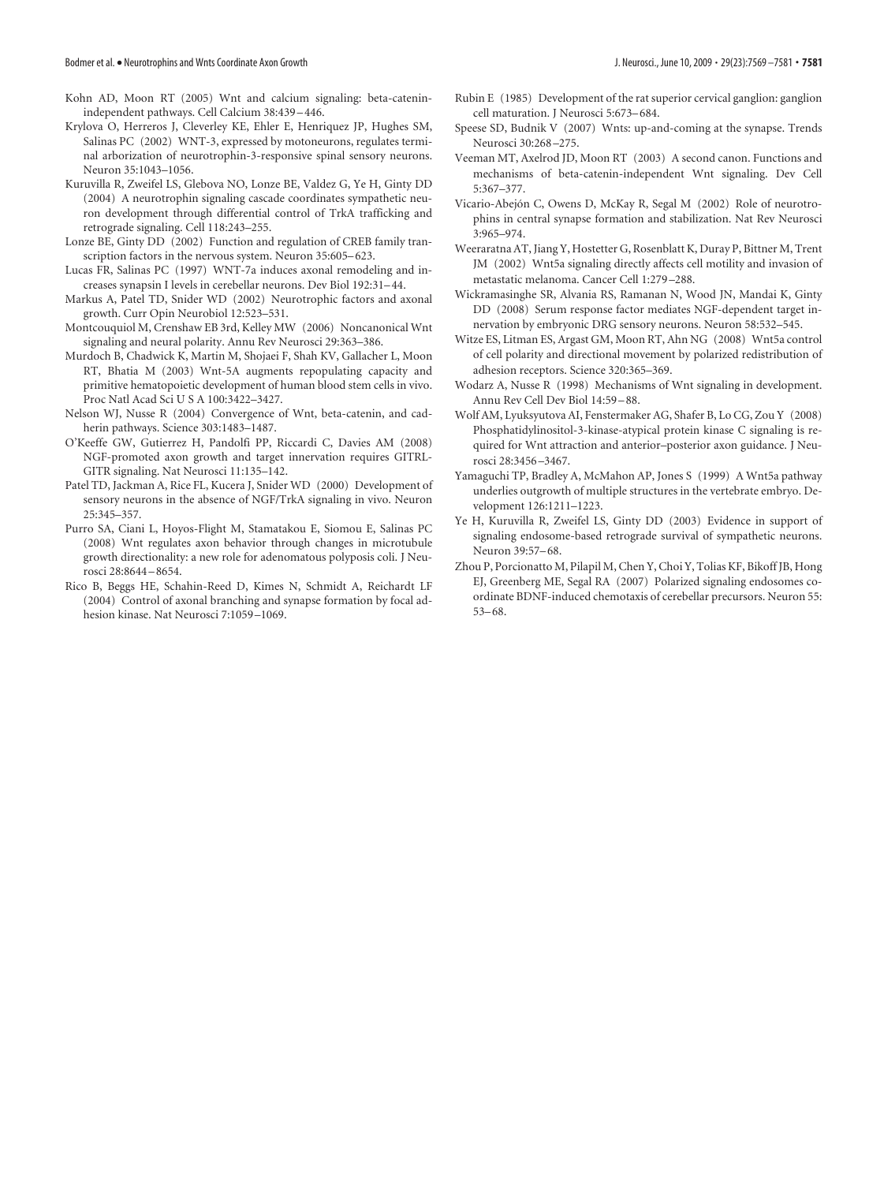Kohn AD, Moon RT (2005) Wnt and calcium signaling: beta-catenin-independent pathways. Cell Calcium 38:439–446.

Krylova O, Herreros J, Cleverley KE, Ehler E, Henriquez JP, Hughes SM, Salinas PC (2002) WNT-3, expressed by motoneurons, regulates terminal arborization of neurotrophin-3-responsive spinal sensory neurons. Neuron 35:1043–1056.

Kuruvilla R, Zweifel LS, Glebova NO, Lonze BE, Valdez G, Ye H, Ginty DD (2004) A neurotrophin signaling cascade coordinates sympathetic neuron development through differential control of TrkA trafficking and retrograde signaling. Cell 118:243–255.

Lonze BE, Ginty DD (2002) Function and regulation of CREB family transcription factors in the nervous system. Neuron 35:605–623.

Lucas FR, Salinas PC (1997) WNT-7a induces axonal remodeling and increases synapsin I levels in cerebellar neurons. Dev Biol 192:31–44.

Markus A, Patel TD, Snider WD (2002) Neurotrophic factors and axonal growth. Curr Opin Neurobiol 12:523–531.

Montcouquiol M, Crenshaw EB 3rd, Kelley MW (2006) Noncanonical Wnt signaling and neural polarity. Annu Rev Neurosci 29:363–386.

Murdoch B, Chadwick K, Martin M, Shojaei F, Shah KV, Gallacher L, Moon RT, Bhatia M (2003) Wnt-5A augments repopulating capacity and primitive hematopoietic development of human blood stem cells in vivo. Proc Natl Acad Sci U S A 100:3422–3427.

Nelson WJ, Nusse R (2004) Convergence of Wnt, beta-catenin, and cadherin pathways. Science 303:1483–1487.

O'Keeffe GW, Gutierrez H, Pandolfi PP, Riccardi C, Davies AM (2008) NGF-promoted axon growth and target innervation requires GITRL-GITR signaling. Nat Neurosci 11:135–142.

Patel TD, Jackman A, Rice FL, Kucera J, Snider WD (2000) Development of sensory neurons in the absence of NGF/TrkA signaling in vivo. Neuron 25:345–357.

Purro SA, Ciani L, Hoyos-Flight M, Stamatakou E, Siomou E, Salinas PC (2008) Wnt regulates axon behavior through changes in microtubule growth directionality: a new role for adenomatous polyposis coli. J Neurosci 28:8644–8654.

Rico B, Beggs HE, Schahin-Reed D, Kimes N, Schmidt A, Reichardt LF (2004) Control of axonal branching and synapse formation by focal adhesion kinase. Nat Neurosci 7:1059–1069.

Rubin E (1985) Development of the rat superior cervical ganglion: ganglion cell maturation. J Neurosci 5:673–684.

Speese SD, Budnik V (2007) Wnts: up-and-coming at the synapse. Trends Neurosci 30:268–275.

Veeman MT, Axelrod JD, Moon RT (2003) A second canon. Functions and mechanisms of beta-catenin-independent Wnt signaling. Dev Cell 5:367–377.

Vicario-Abejón C, Owens D, McKay R, Segal M (2002) Role of neurotrophins in central synapse formation and stabilization. Nat Rev Neurosci 3:965–974.

Weeraratna AT, Jiang Y, Hostetter G, Rosenblatt K, Duray P, Bittner M, Trent JM (2002) Wnt5a signaling directly affects cell motility and invasion of metastatic melanoma. Cancer Cell 1:279–288.

Wickramasinghe SR, Alvania RS, Ramanan N, Wood JN, Mandai K, Ginty DD (2008) Serum response factor mediates NGF-dependent target innervation by embryonic DRG sensory neurons. Neuron 58:532–545.

Witze ES, Litman ES, Argast GM, Moon RT, Ahn NG (2008) Wnt5a control of cell polarity and directional movement by polarized redistribution of adhesion receptors. Science 320:365–369.

Wodarz A, Nusse R (1998) Mechanisms of Wnt signaling in development. Annu Rev Cell Dev Biol 14:59–88.

Wolf AM, Lyuksyutova AI, Fenstermaker AG, Shafer B, Lo CG, Zou Y (2008) Phosphatidylinositol-3-kinase-atypical protein kinase C signaling is required for Wnt attraction and anterior–posterior axon guidance. J Neurosci 28:3456–3467.

Yamaguchi TP, Bradley A, McMahon AP, Jones S (1999) A Wnt5a pathway underlies outgrowth of multiple structures in the vertebrate embryo. Development 126:1211–1223.

Ye H, Kuruvilla R, Zweifel LS, Ginty DD (2003) Evidence in support of signaling endosome-based retrograde survival of sympathetic neurons. Neuron 39:57–68.

Zhou P, Porcionatto M, Pilapil M, Chen Y, Choi Y, Tolias KF, Bikoff JB, Hong EJ, Greenberg ME, Segal RA (2007) Polarized signaling endosomes coordinate BDNF-induced chemotaxis of cerebellar precursors. Neuron 55: 53–68.